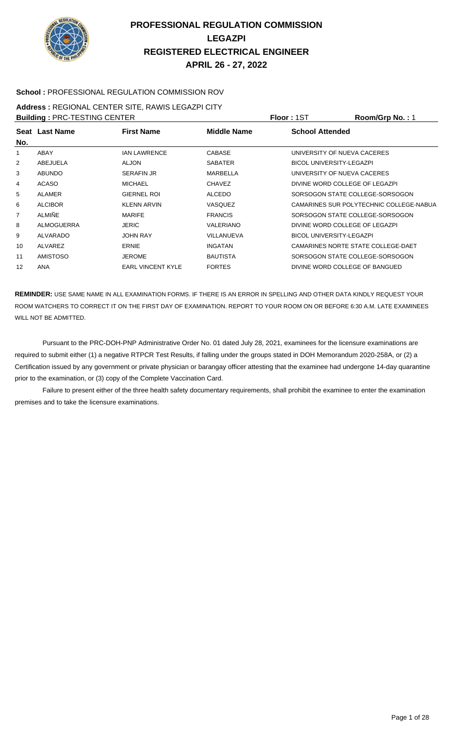# PROFESSIONAL REGULATION COMMISSION
# LEGAZPI
# REGISTERED ELECTRICAL ENGINEER
# APRIL 26 - 27, 2022

**School :** PROFESSIONAL REGULATION COMMISSION ROV

**Address :** REGIONAL CENTER SITE, RAWIS LEGAZPI CITY

**Building :** PRC-TESTING CENTER **Floor :** 1ST **Room/Grp No. :** 1

| Seat No. | Last Name | First Name | Middle Name | School Attended |
|---|---|---|---|---|
| 1 | ABAY | IAN LAWRENCE | CABASE | UNIVERSITY OF NUEVA CACERES |
| 2 | ABEJUELA | ALJON | SABATER | BICOL UNIVERSITY-LEGAZPI |
| 3 | ABUNDO | SERAFIN JR | MARBELLA | UNIVERSITY OF NUEVA CACERES |
| 4 | ACASO | MICHAEL | CHAVEZ | DIVINE WORD COLLEGE OF LEGAZPI |
| 5 | ALAMER | GIERNEL ROI | ALCEDO | SORSOGON STATE COLLEGE-SORSOGON |
| 6 | ALCIBOR | KLENN ARVIN | VASQUEZ | CAMARINES SUR POLYTECHNIC COLLEGE-NABUA |
| 7 | ALMIÑE | MARIFE | FRANCIS | SORSOGON STATE COLLEGE-SORSOGON |
| 8 | ALMOGUERRA | JERIC | VALERIANO | DIVINE WORD COLLEGE OF LEGAZPI |
| 9 | ALVARADO | JOHN RAY | VILLANUEVA | BICOL UNIVERSITY-LEGAZPI |
| 10 | ALVAREZ | ERNIE | INGATAN | CAMARINES NORTE STATE COLLEGE-DAET |
| 11 | AMISTOSO | JEROME | BAUTISTA | SORSOGON STATE COLLEGE-SORSOGON |
| 12 | ANA | EARL VINCENT KYLE | FORTES | DIVINE WORD COLLEGE OF BANGUED |

**REMINDER:** USE SAME NAME IN ALL EXAMINATION FORMS. IF THERE IS AN ERROR IN SPELLING AND OTHER DATA KINDLY REQUEST YOUR ROOM WATCHERS TO CORRECT IT ON THE FIRST DAY OF EXAMINATION. REPORT TO YOUR ROOM ON OR BEFORE 6:30 A.M. LATE EXAMINEES WILL NOT BE ADMITTED.

Pursuant to the PRC-DOH-PNP Administrative Order No. 01 dated July 28, 2021, examinees for the licensure examinations are required to submit either (1) a negative RTPCR Test Results, if falling under the groups stated in DOH Memorandum 2020-258A, or (2) a Certification issued by any government or private physician or barangay officer attesting that the examinee had undergone 14-day quarantine prior to the examination, or (3) copy of the Complete Vaccination Card.

Failure to present either of the three health safety documentary requirements, shall prohibit the examinee to enter the examination premises and to take the licensure examinations.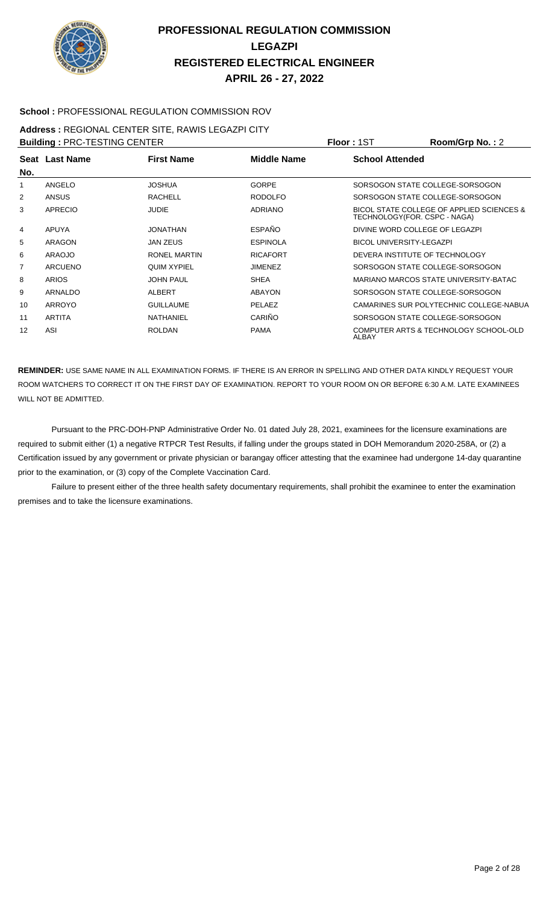# PROFESSIONAL REGULATION COMMISSION
## LEGAZPI
## REGISTERED ELECTRICAL ENGINEER
## APRIL 26 - 27, 2022

**School :** PROFESSIONAL REGULATION COMMISSION ROV

**Address :** REGIONAL CENTER SITE, RAWIS LEGAZPI CITY

**Building :** PRC-TESTING CENTER **Floor :** 1ST **Room/Grp No. :** 2

| Seat No. | Last Name | First Name | Middle Name | School Attended |
|---|---|---|---|---|
| 1 | ANGELO | JOSHUA | GORPE | SORSOGON STATE COLLEGE-SORSOGON |
| 2 | ANSUS | RACHELL | RODOLFO | SORSOGON STATE COLLEGE-SORSOGON |
| 3 | APRECIO | JUDIE | ADRIANO | BICOL STATE COLLEGE OF APPLIED SCIENCES & TECHNOLOGY(FOR. CSPC - NAGA) |
| 4 | APUYA | JONATHAN | ESPAÑO | DIVINE WORD COLLEGE OF LEGAZPI |
| 5 | ARAGON | JAN ZEUS | ESPINOLA | BICOL UNIVERSITY-LEGAZPI |
| 6 | ARAOJO | RONEL MARTIN | RICAFORT | DEVERA INSTITUTE OF TECHNOLOGY |
| 7 | ARCUENO | QUIM XYPIEL | JIMENEZ | SORSOGON STATE COLLEGE-SORSOGON |
| 8 | ARIOS | JOHN PAUL | SHEA | MARIANO MARCOS STATE UNIVERSITY-BATAC |
| 9 | ARNALDO | ALBERT | ABAYON | SORSOGON STATE COLLEGE-SORSOGON |
| 10 | ARROYO | GUILLAUME | PELAEZ | CAMARINES SUR POLYTECHNIC COLLEGE-NABUA |
| 11 | ARTITA | NATHANIEL | CARIÑO | SORSOGON STATE COLLEGE-SORSOGON |
| 12 | ASI | ROLDAN | PAMA | COMPUTER ARTS & TECHNOLOGY SCHOOL-OLD ALBAY |

**REMINDER:** USE SAME NAME IN ALL EXAMINATION FORMS. IF THERE IS AN ERROR IN SPELLING AND OTHER DATA KINDLY REQUEST YOUR ROOM WATCHERS TO CORRECT IT ON THE FIRST DAY OF EXAMINATION. REPORT TO YOUR ROOM ON OR BEFORE 6:30 A.M. LATE EXAMINEES WILL NOT BE ADMITTED.

Pursuant to the PRC-DOH-PNP Administrative Order No. 01 dated July 28, 2021, examinees for the licensure examinations are required to submit either (1) a negative RTPCR Test Results, if falling under the groups stated in DOH Memorandum 2020-258A, or (2) a Certification issued by any government or private physician or barangay officer attesting that the examinee had undergone 14-day quarantine prior to the examination, or (3) copy of the Complete Vaccination Card.

Failure to present either of the three health safety documentary requirements, shall prohibit the examinee to enter the examination premises and to take the licensure examinations.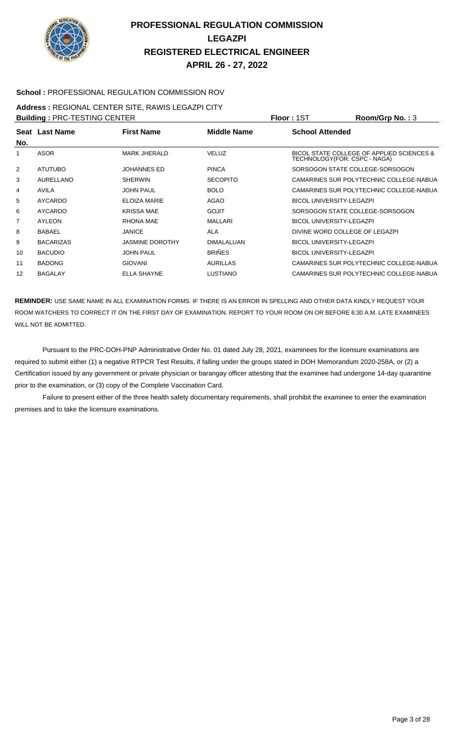# PROFESSIONAL REGULATION COMMISSION
# LEGAZPI
# REGISTERED ELECTRICAL ENGINEER
# APRIL 26 - 27, 2022

**School :** PROFESSIONAL REGULATION COMMISSION ROV

**Address :** REGIONAL CENTER SITE, RAWIS LEGAZPI CITY

**Building :** PRC-TESTING CENTER **Floor :** 1ST **Room/Grp No. :** 3

| Seat No. | Last Name | First Name | Middle Name | School Attended |
|---|---|---|---|---|
| 1 | ASOR | MARK JHERALD | VELUZ | BICOL STATE COLLEGE OF APPLIED SCIENCES & TECHNOLOGY(FOR. CSPC - NAGA) |
| 2 | ATUTUBO | JOHANNES ED | PINCA | SORSOGON STATE COLLEGE-SORSOGON |
| 3 | AURELLANO | SHERWIN | SECOPITO | CAMARINES SUR POLYTECHNIC COLLEGE-NABUA |
| 4 | AVILA | JOHN PAUL | BOLO | CAMARINES SUR POLYTECHNIC COLLEGE-NABUA |
| 5 | AYCARDO | ELOIZA MARIE | AGAO | BICOL UNIVERSITY-LEGAZPI |
| 6 | AYCARDO | KRISSA MAE | GOJIT | SORSOGON STATE COLLEGE-SORSOGON |
| 7 | AYLEON | RHONA MAE | MALLARI | BICOL UNIVERSITY-LEGAZPI |
| 8 | BABAEL | JANICE | ALA | DIVINE WORD COLLEGE OF LEGAZPI |
| 9 | BACARIZAS | JASMINE DOROTHY | DIMALALUAN | BICOL UNIVERSITY-LEGAZPI |
| 10 | BACUDIO | JOHN PAUL | BRIÑES | BICOL UNIVERSITY-LEGAZPI |
| 11 | BADONG | GIOVANI | AURILLAS | CAMARINES SUR POLYTECHNIC COLLEGE-NABUA |
| 12 | BAGALAY | ELLA SHAYNE | LUSTIANO | CAMARINES SUR POLYTECHNIC COLLEGE-NABUA |

**REMINDER:** USE SAME NAME IN ALL EXAMINATION FORMS. IF THERE IS AN ERROR IN SPELLING AND OTHER DATA KINDLY REQUEST YOUR ROOM WATCHERS TO CORRECT IT ON THE FIRST DAY OF EXAMINATION. REPORT TO YOUR ROOM ON OR BEFORE 6:30 A.M. LATE EXAMINEES WILL NOT BE ADMITTED.

Pursuant to the PRC-DOH-PNP Administrative Order No. 01 dated July 28, 2021, examinees for the licensure examinations are required to submit either (1) a negative RTPCR Test Results, if falling under the groups stated in DOH Memorandum 2020-258A, or (2) a Certification issued by any government or private physician or barangay officer attesting that the examinee had undergone 14-day quarantine prior to the examination, or (3) copy of the Complete Vaccination Card.

Failure to present either of the three health safety documentary requirements, shall prohibit the examinee to enter the examination premises and to take the licensure examinations.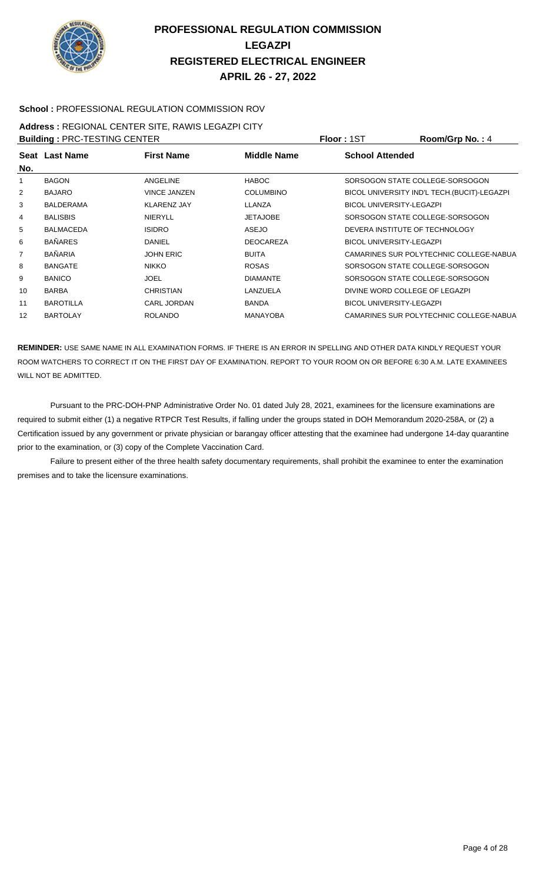# PROFESSIONAL REGULATION COMMISSION
# LEGAZPI
# REGISTERED ELECTRICAL ENGINEER
# APRIL 26 - 27, 2022

**School :** PROFESSIONAL REGULATION COMMISSION ROV

**Address :** REGIONAL CENTER SITE, RAWIS LEGAZPI CITY

**Building :** PRC-TESTING CENTER **Floor :** 1ST **Room/Grp No. :** 4

| Seat No. | Last Name | First Name | Middle Name | School Attended |
|---|---|---|---|---|
| 1 | BAGON | ANGELINE | HABOC | SORSOGON STATE COLLEGE-SORSOGON |
| 2 | BAJARO | VINCE JANZEN | COLUMBINO | BICOL UNIVERSITY IND'L TECH.(BUCIT)-LEGAZPI |
| 3 | BALDERAMA | KLARENZ JAY | LLANZA | BICOL UNIVERSITY-LEGAZPI |
| 4 | BALISBIS | NIERYLL | JETAJOBE | SORSOGON STATE COLLEGE-SORSOGON |
| 5 | BALMACEDA | ISIDRO | ASEJO | DEVERA INSTITUTE OF TECHNOLOGY |
| 6 | BAÑARES | DANIEL | DEOCAREZA | BICOL UNIVERSITY-LEGAZPI |
| 7 | BAÑARIA | JOHN ERIC | BUITA | CAMARINES SUR POLYTECHNIC COLLEGE-NABUA |
| 8 | BANGATE | NIKKO | ROSAS | SORSOGON STATE COLLEGE-SORSOGON |
| 9 | BANICO | JOEL | DIAMANTE | SORSOGON STATE COLLEGE-SORSOGON |
| 10 | BARBA | CHRISTIAN | LANZUELA | DIVINE WORD COLLEGE OF LEGAZPI |
| 11 | BAROTILLA | CARL JORDAN | BANDA | BICOL UNIVERSITY-LEGAZPI |
| 12 | BARTOLAY | ROLANDO | MANAYOBA | CAMARINES SUR POLYTECHNIC COLLEGE-NABUA |

**REMINDER:** USE SAME NAME IN ALL EXAMINATION FORMS. IF THERE IS AN ERROR IN SPELLING AND OTHER DATA KINDLY REQUEST YOUR ROOM WATCHERS TO CORRECT IT ON THE FIRST DAY OF EXAMINATION. REPORT TO YOUR ROOM ON OR BEFORE 6:30 A.M. LATE EXAMINEES WILL NOT BE ADMITTED.

Pursuant to the PRC-DOH-PNP Administrative Order No. 01 dated July 28, 2021, examinees for the licensure examinations are required to submit either (1) a negative RTPCR Test Results, if falling under the groups stated in DOH Memorandum 2020-258A, or (2) a Certification issued by any government or private physician or barangay officer attesting that the examinee had undergone 14-day quarantine prior to the examination, or (3) copy of the Complete Vaccination Card.

Failure to present either of the three health safety documentary requirements, shall prohibit the examinee to enter the examination premises and to take the licensure examinations.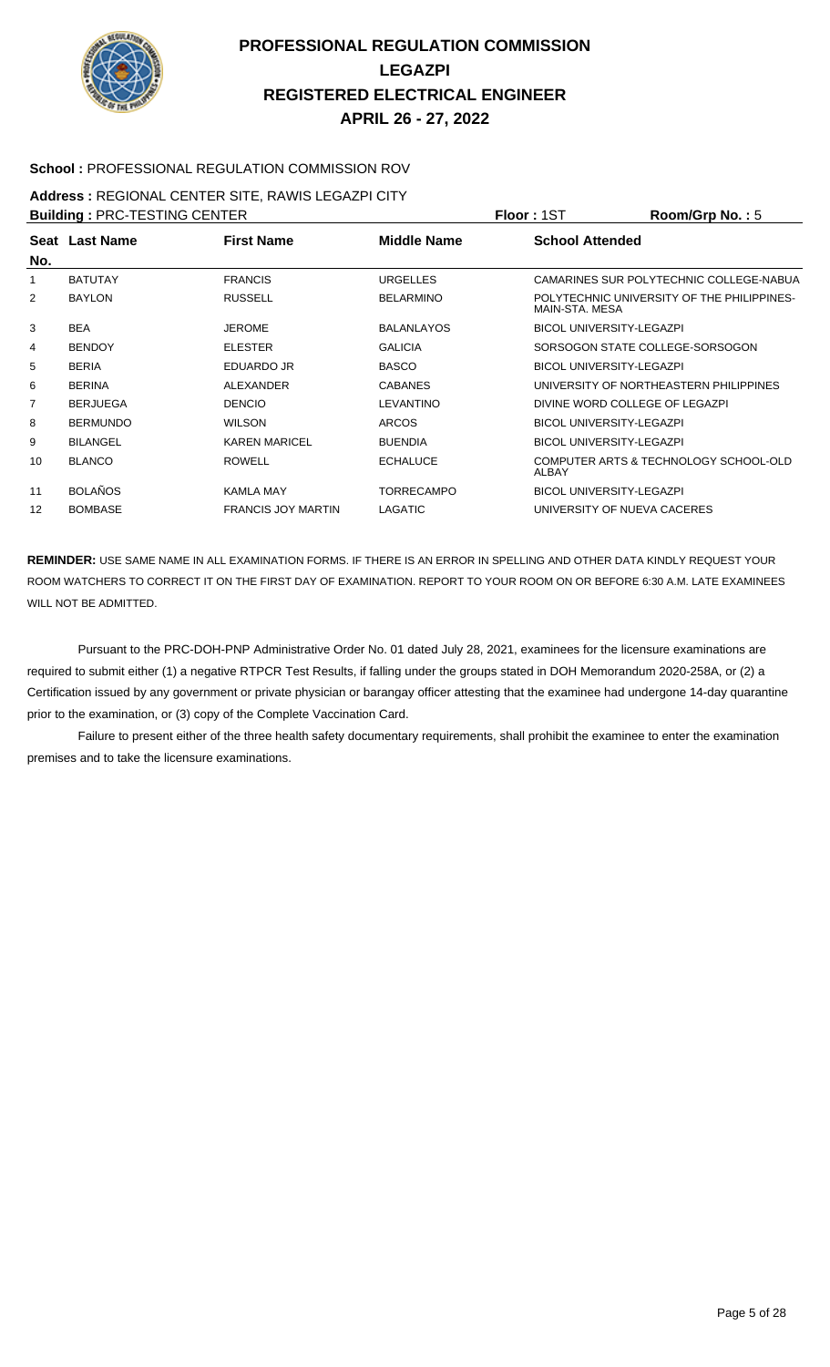# PROFESSIONAL REGULATION COMMISSION
## LEGAZPI
## REGISTERED ELECTRICAL ENGINEER
## APRIL 26 - 27, 2022

**School :** PROFESSIONAL REGULATION COMMISSION ROV

**Address :** REGIONAL CENTER SITE, RAWIS LEGAZPI CITY

**Building :** PRC-TESTING CENTER **Floor :** 1ST **Room/Grp No. :** 5

| Seat No. | Last Name | First Name | Middle Name | School Attended |
|---|---|---|---|---|
| 1 | BATUTAY | FRANCIS | URGELLES | CAMARINES SUR POLYTECHNIC COLLEGE-NABUA |
| 2 | BAYLON | RUSSELL | BELARMINO | POLYTECHNIC UNIVERSITY OF THE PHILIPPINES-MAIN-STA. MESA |
| 3 | BEA | JEROME | BALANLAYOS | BICOL UNIVERSITY-LEGAZPI |
| 4 | BENDOY | ELESTER | GALICIA | SORSOGON STATE COLLEGE-SORSOGON |
| 5 | BERIA | EDUARDO JR | BASCO | BICOL UNIVERSITY-LEGAZPI |
| 6 | BERINA | ALEXANDER | CABANES | UNIVERSITY OF NORTHEASTERN PHILIPPINES |
| 7 | BERJUEGA | DENCIO | LEVANTINO | DIVINE WORD COLLEGE OF LEGAZPI |
| 8 | BERMUNDO | WILSON | ARCOS | BICOL UNIVERSITY-LEGAZPI |
| 9 | BILANGEL | KAREN MARICEL | BUENDIA | BICOL UNIVERSITY-LEGAZPI |
| 10 | BLANCO | ROWELL | ECHALUCE | COMPUTER ARTS & TECHNOLOGY SCHOOL-OLD ALBAY |
| 11 | BOLAÑOS | KAMLA MAY | TORRECAMPO | BICOL UNIVERSITY-LEGAZPI |
| 12 | BOMBASE | FRANCIS JOY MARTIN | LAGATIC | UNIVERSITY OF NUEVA CACERES |

**REMINDER:** USE SAME NAME IN ALL EXAMINATION FORMS. IF THERE IS AN ERROR IN SPELLING AND OTHER DATA KINDLY REQUEST YOUR ROOM WATCHERS TO CORRECT IT ON THE FIRST DAY OF EXAMINATION. REPORT TO YOUR ROOM ON OR BEFORE 6:30 A.M. LATE EXAMINEES WILL NOT BE ADMITTED.

Pursuant to the PRC-DOH-PNP Administrative Order No. 01 dated July 28, 2021, examinees for the licensure examinations are required to submit either (1) a negative RTPCR Test Results, if falling under the groups stated in DOH Memorandum 2020-258A, or (2) a Certification issued by any government or private physician or barangay officer attesting that the examinee had undergone 14-day quarantine prior to the examination, or (3) copy of the Complete Vaccination Card.

Failure to present either of the three health safety documentary requirements, shall prohibit the examinee to enter the examination premises and to take the licensure examinations.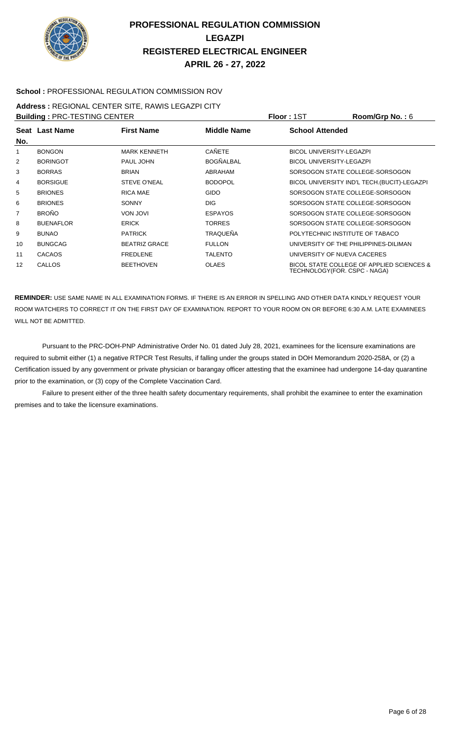# PROFESSIONAL REGULATION COMMISSION
## LEGAZPI
## REGISTERED ELECTRICAL ENGINEER
## APRIL 26 - 27, 2022

**School :** PROFESSIONAL REGULATION COMMISSION ROV

**Address :** REGIONAL CENTER SITE, RAWIS LEGAZPI CITY

**Building :** PRC-TESTING CENTER **Floor :** 1ST **Room/Grp No. :** 6

| Seat No. | Last Name | First Name | Middle Name | School Attended |
|---|---|---|---|---|
| 1 | BONGON | MARK KENNETH | CAÑETE | BICOL UNIVERSITY-LEGAZPI |
| 2 | BORINGOT | PAUL JOHN | BOGÑALBAL | BICOL UNIVERSITY-LEGAZPI |
| 3 | BORRAS | BRIAN | ABRAHAM | SORSOGON STATE COLLEGE-SORSOGON |
| 4 | BORSIGUE | STEVE O'NEAL | BODOPOL | BICOL UNIVERSITY IND'L TECH.(BUCIT)-LEGAZPI |
| 5 | BRIONES | RICA MAE | GIDO | SORSOGON STATE COLLEGE-SORSOGON |
| 6 | BRIONES | SONNY | DIG | SORSOGON STATE COLLEGE-SORSOGON |
| 7 | BROÑO | VON JOVI | ESPAYOS | SORSOGON STATE COLLEGE-SORSOGON |
| 8 | BUENAFLOR | ERICK | TORRES | SORSOGON STATE COLLEGE-SORSOGON |
| 9 | BUNAO | PATRICK | TRAQUEÑA | POLYTECHNIC INSTITUTE OF TABACO |
| 10 | BUNGCAG | BEATRIZ GRACE | FULLON | UNIVERSITY OF THE PHILIPPINES-DILIMAN |
| 11 | CACAOS | FREDLENE | TALENTO | UNIVERSITY OF NUEVA CACERES |
| 12 | CALLOS | BEETHOVEN | OLAES | BICOL STATE COLLEGE OF APPLIED SCIENCES & TECHNOLOGY(FOR. CSPC - NAGA) |

**REMINDER:** USE SAME NAME IN ALL EXAMINATION FORMS. IF THERE IS AN ERROR IN SPELLING AND OTHER DATA KINDLY REQUEST YOUR ROOM WATCHERS TO CORRECT IT ON THE FIRST DAY OF EXAMINATION. REPORT TO YOUR ROOM ON OR BEFORE 6:30 A.M. LATE EXAMINEES WILL NOT BE ADMITTED.

Pursuant to the PRC-DOH-PNP Administrative Order No. 01 dated July 28, 2021, examinees for the licensure examinations are required to submit either (1) a negative RTPCR Test Results, if falling under the groups stated in DOH Memorandum 2020-258A, or (2) a Certification issued by any government or private physician or barangay officer attesting that the examinee had undergone 14-day quarantine prior to the examination, or (3) copy of the Complete Vaccination Card.

Failure to present either of the three health safety documentary requirements, shall prohibit the examinee to enter the examination premises and to take the licensure examinations.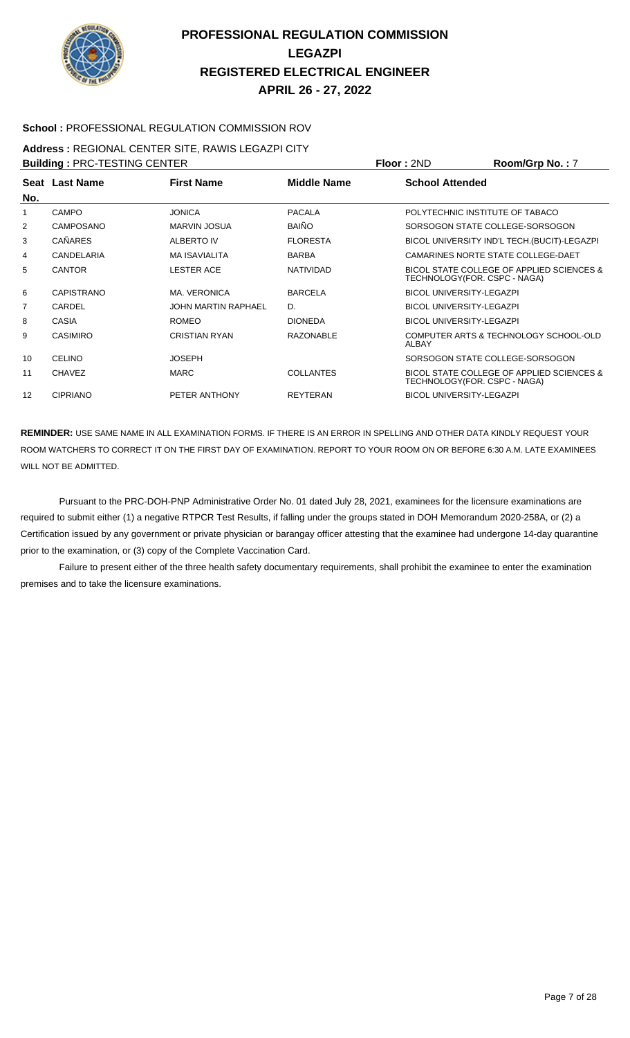# PROFESSIONAL REGULATION COMMISSION
# LEGAZPI
# REGISTERED ELECTRICAL ENGINEER
# APRIL 26 - 27, 2022

**School :** PROFESSIONAL REGULATION COMMISSION ROV

**Address :** REGIONAL CENTER SITE, RAWIS LEGAZPI CITY

**Building :** PRC-TESTING CENTER **Floor :** 2ND **Room/Grp No. :** 7

| Seat No. | Last Name | First Name | Middle Name | School Attended |
|---|---|---|---|---|
| 1 | CAMPO | JONICA | PACALA | POLYTECHNIC INSTITUTE OF TABACO |
| 2 | CAMPOSANO | MARVIN JOSUA | BAIÑO | SORSOGON STATE COLLEGE-SORSOGON |
| 3 | CAÑARES | ALBERTO IV | FLORESTA | BICOL UNIVERSITY IND'L TECH.(BUCIT)-LEGAZPI |
| 4 | CANDELARIA | MA ISAVIALITA | BARBA | CAMARINES NORTE STATE COLLEGE-DAET |
| 5 | CANTOR | LESTER ACE | NATIVIDAD | BICOL STATE COLLEGE OF APPLIED SCIENCES & TECHNOLOGY(FOR. CSPC - NAGA) |
| 6 | CAPISTRANO | MA. VERONICA | BARCELA | BICOL UNIVERSITY-LEGAZPI |
| 7 | CARDEL | JOHN MARTIN RAPHAEL | D. | BICOL UNIVERSITY-LEGAZPI |
| 8 | CASIA | ROMEO | DIONEDA | BICOL UNIVERSITY-LEGAZPI |
| 9 | CASIMIRO | CRISTIAN RYAN | RAZONABLE | COMPUTER ARTS & TECHNOLOGY SCHOOL-OLD ALBAY |
| 10 | CELINO | JOSEPH | | SORSOGON STATE COLLEGE-SORSOGON |
| 11 | CHAVEZ | MARC | COLLANTES | BICOL STATE COLLEGE OF APPLIED SCIENCES & TECHNOLOGY(FOR. CSPC - NAGA) |
| 12 | CIPRIANO | PETER ANTHONY | REYTERAN | BICOL UNIVERSITY-LEGAZPI |

**REMINDER:** USE SAME NAME IN ALL EXAMINATION FORMS. IF THERE IS AN ERROR IN SPELLING AND OTHER DATA KINDLY REQUEST YOUR ROOM WATCHERS TO CORRECT IT ON THE FIRST DAY OF EXAMINATION. REPORT TO YOUR ROOM ON OR BEFORE 6:30 A.M. LATE EXAMINEES WILL NOT BE ADMITTED.

Pursuant to the PRC-DOH-PNP Administrative Order No. 01 dated July 28, 2021, examinees for the licensure examinations are required to submit either (1) a negative RTPCR Test Results, if falling under the groups stated in DOH Memorandum 2020-258A, or (2) a Certification issued by any government or private physician or barangay officer attesting that the examinee had undergone 14-day quarantine prior to the examination, or (3) copy of the Complete Vaccination Card.

Failure to present either of the three health safety documentary requirements, shall prohibit the examinee to enter the examination premises and to take the licensure examinations.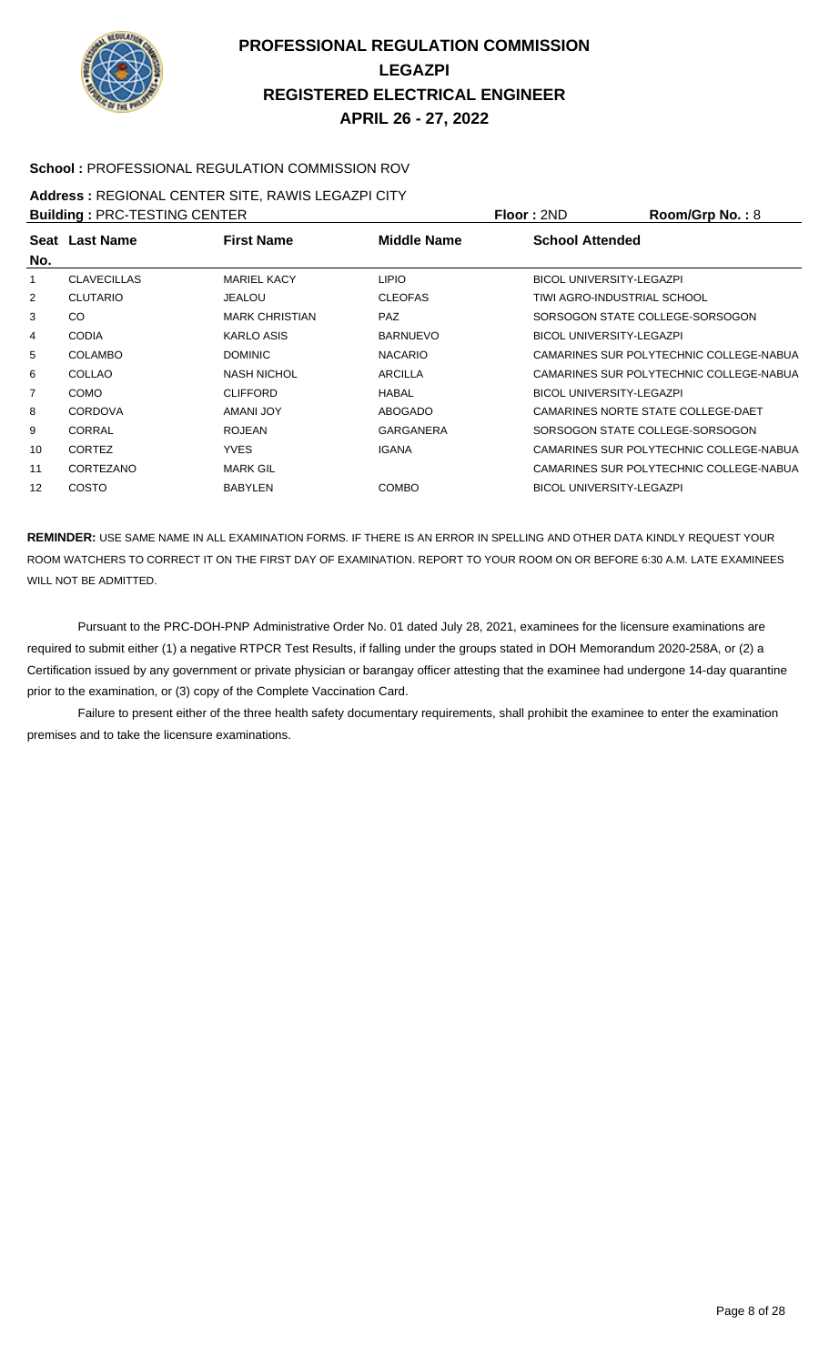# PROFESSIONAL REGULATION COMMISSION
# LEGAZPI
# REGISTERED ELECTRICAL ENGINEER
# APRIL 26 - 27, 2022

**School :** PROFESSIONAL REGULATION COMMISSION ROV

**Address :** REGIONAL CENTER SITE, RAWIS LEGAZPI CITY

**Building :** PRC-TESTING CENTER **Floor :** 2ND **Room/Grp No. :** 8

| Seat No. | Last Name | First Name | Middle Name | School Attended |
|---|---|---|---|---|
| 1 | CLAVECILLAS | MARIEL KACY | LIPIO | BICOL UNIVERSITY-LEGAZPI |
| 2 | CLUTARIO | JEALOU | CLEOFAS | TIWI AGRO-INDUSTRIAL SCHOOL |
| 3 | CO | MARK CHRISTIAN | PAZ | SORSOGON STATE COLLEGE-SORSOGON |
| 4 | CODIA | KARLO ASIS | BARNUEVO | BICOL UNIVERSITY-LEGAZPI |
| 5 | COLAMBO | DOMINIC | NACARIO | CAMARINES SUR POLYTECHNIC COLLEGE-NABUA |
| 6 | COLLAO | NASH NICHOL | ARCILLA | CAMARINES SUR POLYTECHNIC COLLEGE-NABUA |
| 7 | COMO | CLIFFORD | HABAL | BICOL UNIVERSITY-LEGAZPI |
| 8 | CORDOVA | AMANI JOY | ABOGADO | CAMARINES NORTE STATE COLLEGE-DAET |
| 9 | CORRAL | ROJEAN | GARGANERA | SORSOGON STATE COLLEGE-SORSOGON |
| 10 | CORTEZ | YVES | IGANA | CAMARINES SUR POLYTECHNIC COLLEGE-NABUA |
| 11 | CORTEZANO | MARK GIL | | CAMARINES SUR POLYTECHNIC COLLEGE-NABUA |
| 12 | COSTO | BABYLEN | COMBO | BICOL UNIVERSITY-LEGAZPI |

**REMINDER:** USE SAME NAME IN ALL EXAMINATION FORMS. IF THERE IS AN ERROR IN SPELLING AND OTHER DATA KINDLY REQUEST YOUR ROOM WATCHERS TO CORRECT IT ON THE FIRST DAY OF EXAMINATION. REPORT TO YOUR ROOM ON OR BEFORE 6:30 A.M. LATE EXAMINEES WILL NOT BE ADMITTED.

Pursuant to the PRC-DOH-PNP Administrative Order No. 01 dated July 28, 2021, examinees for the licensure examinations are required to submit either (1) a negative RTPCR Test Results, if falling under the groups stated in DOH Memorandum 2020-258A, or (2) a Certification issued by any government or private physician or barangay officer attesting that the examinee had undergone 14-day quarantine prior to the examination, or (3) copy of the Complete Vaccination Card.

Failure to present either of the three health safety documentary requirements, shall prohibit the examinee to enter the examination premises and to take the licensure examinations.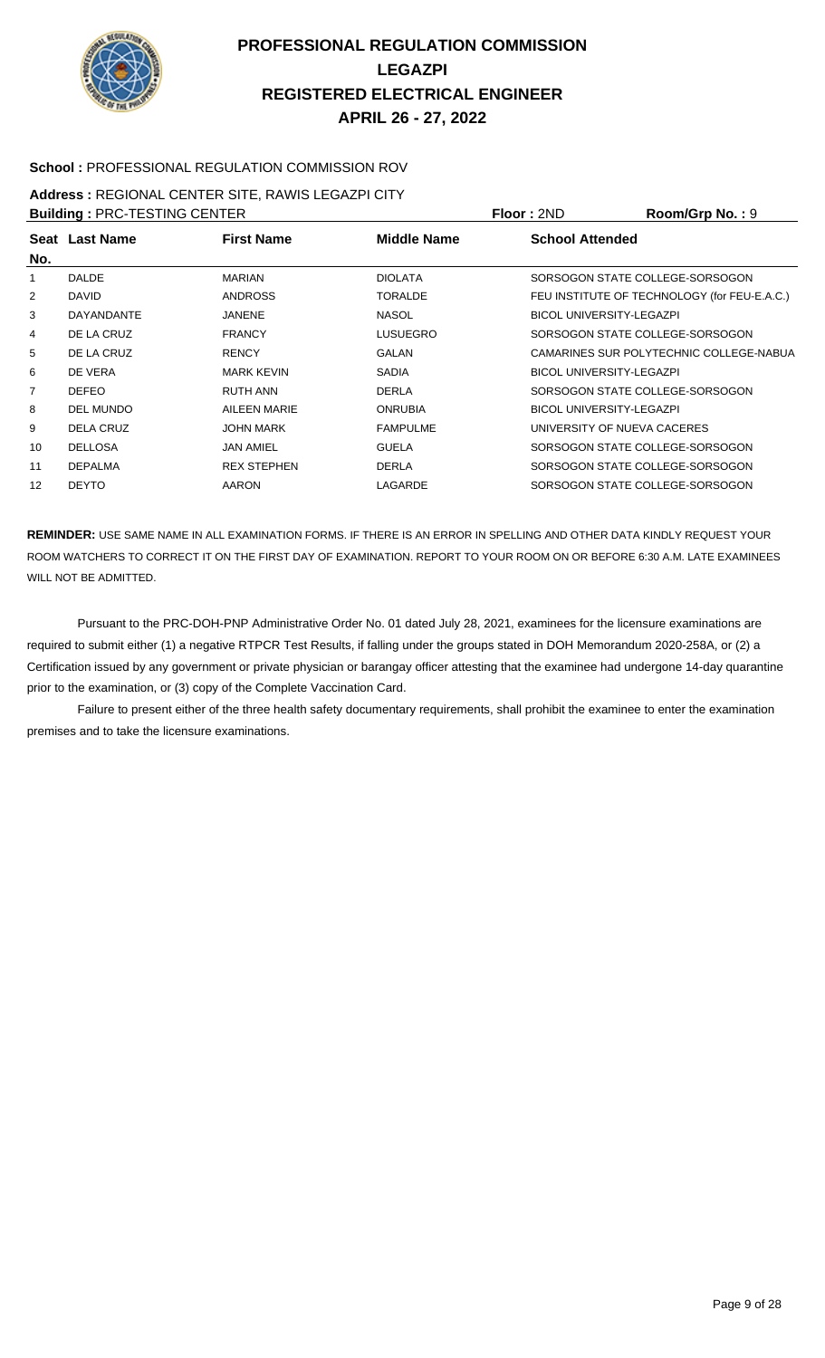# PROFESSIONAL REGULATION COMMISSION
# LEGAZPI
# REGISTERED ELECTRICAL ENGINEER
# APRIL 26 - 27, 2022

**School :** PROFESSIONAL REGULATION COMMISSION ROV

**Address :** REGIONAL CENTER SITE, RAWIS LEGAZPI CITY

**Building :** PRC-TESTING CENTER **Floor :** 2ND **Room/Grp No. :** 9

| Seat No. | Last Name | First Name | Middle Name | School Attended |
|---|---|---|---|---|
| 1 | DALDE | MARIAN | DIOLATA | SORSOGON STATE COLLEGE-SORSOGON |
| 2 | DAVID | ANDROSS | TORALDE | FEU INSTITUTE OF TECHNOLOGY (for FEU-E.A.C.) |
| 3 | DAYANDANTE | JANENE | NASOL | BICOL UNIVERSITY-LEGAZPI |
| 4 | DE LA CRUZ | FRANCY | LUSUEGRO | SORSOGON STATE COLLEGE-SORSOGON |
| 5 | DE LA CRUZ | RENCY | GALAN | CAMARINES SUR POLYTECHNIC COLLEGE-NABUA |
| 6 | DE VERA | MARK KEVIN | SADIA | BICOL UNIVERSITY-LEGAZPI |
| 7 | DEFEO | RUTH ANN | DERLA | SORSOGON STATE COLLEGE-SORSOGON |
| 8 | DEL MUNDO | AILEEN MARIE | ONRUBIA | BICOL UNIVERSITY-LEGAZPI |
| 9 | DELA CRUZ | JOHN MARK | FAMPULME | UNIVERSITY OF NUEVA CACERES |
| 10 | DELLOSA | JAN AMIEL | GUELA | SORSOGON STATE COLLEGE-SORSOGON |
| 11 | DEPALMA | REX STEPHEN | DERLA | SORSOGON STATE COLLEGE-SORSOGON |
| 12 | DEYTO | AARON | LAGARDE | SORSOGON STATE COLLEGE-SORSOGON |

**REMINDER:** USE SAME NAME IN ALL EXAMINATION FORMS. IF THERE IS AN ERROR IN SPELLING AND OTHER DATA KINDLY REQUEST YOUR ROOM WATCHERS TO CORRECT IT ON THE FIRST DAY OF EXAMINATION. REPORT TO YOUR ROOM ON OR BEFORE 6:30 A.M. LATE EXAMINEES WILL NOT BE ADMITTED.

Pursuant to the PRC-DOH-PNP Administrative Order No. 01 dated July 28, 2021, examinees for the licensure examinations are required to submit either (1) a negative RTPCR Test Results, if falling under the groups stated in DOH Memorandum 2020-258A, or (2) a Certification issued by any government or private physician or barangay officer attesting that the examinee had undergone 14-day quarantine prior to the examination, or (3) copy of the Complete Vaccination Card.

Failure to present either of the three health safety documentary requirements, shall prohibit the examinee to enter the examination premises and to take the licensure examinations.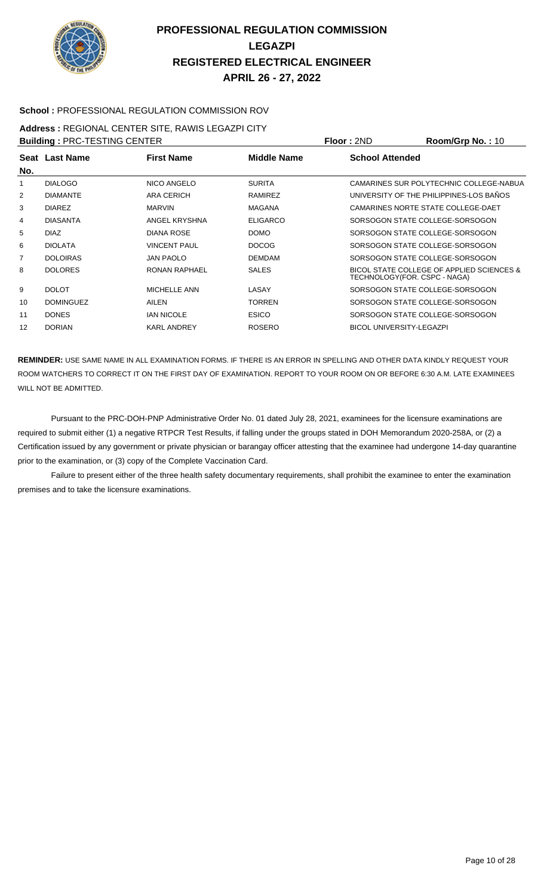# PROFESSIONAL REGULATION COMMISSION
# LEGAZPI
# REGISTERED ELECTRICAL ENGINEER
# APRIL 26 - 27, 2022

**School :** PROFESSIONAL REGULATION COMMISSION ROV

**Address :** REGIONAL CENTER SITE, RAWIS LEGAZPI CITY

**Building :** PRC-TESTING CENTER **Floor :** 2ND **Room/Grp No. :** 10

| Seat No. | Last Name | First Name | Middle Name | School Attended |
|---|---|---|---|---|
| 1 | DIALOGO | NICO ANGELO | SURITA | CAMARINES SUR POLYTECHNIC COLLEGE-NABUA |
| 2 | DIAMANTE | ARA CERICH | RAMIREZ | UNIVERSITY OF THE PHILIPPINES-LOS BAÑOS |
| 3 | DIAREZ | MARVIN | MAGANA | CAMARINES NORTE STATE COLLEGE-DAET |
| 4 | DIASANTA | ANGEL KRYSHNA | ELIGARCO | SORSOGON STATE COLLEGE-SORSOGON |
| 5 | DIAZ | DIANA ROSE | DOMO | SORSOGON STATE COLLEGE-SORSOGON |
| 6 | DIOLATA | VINCENT PAUL | DOCOG | SORSOGON STATE COLLEGE-SORSOGON |
| 7 | DOLOIRAS | JAN PAOLO | DEMDAM | SORSOGON STATE COLLEGE-SORSOGON |
| 8 | DOLORES | RONAN RAPHAEL | SALES | BICOL STATE COLLEGE OF APPLIED SCIENCES & TECHNOLOGY(FOR. CSPC - NAGA) |
| 9 | DOLOT | MICHELLE ANN | LASAY | SORSOGON STATE COLLEGE-SORSOGON |
| 10 | DOMINGUEZ | AILEN | TORREN | SORSOGON STATE COLLEGE-SORSOGON |
| 11 | DONES | IAN NICOLE | ESICO | SORSOGON STATE COLLEGE-SORSOGON |
| 12 | DORIAN | KARL ANDREY | ROSERO | BICOL UNIVERSITY-LEGAZPI |

**REMINDER:** USE SAME NAME IN ALL EXAMINATION FORMS. IF THERE IS AN ERROR IN SPELLING AND OTHER DATA KINDLY REQUEST YOUR ROOM WATCHERS TO CORRECT IT ON THE FIRST DAY OF EXAMINATION. REPORT TO YOUR ROOM ON OR BEFORE 6:30 A.M. LATE EXAMINEES WILL NOT BE ADMITTED.

Pursuant to the PRC-DOH-PNP Administrative Order No. 01 dated July 28, 2021, examinees for the licensure examinations are required to submit either (1) a negative RTPCR Test Results, if falling under the groups stated in DOH Memorandum 2020-258A, or (2) a Certification issued by any government or private physician or barangay officer attesting that the examinee had undergone 14-day quarantine prior to the examination, or (3) copy of the Complete Vaccination Card.

Failure to present either of the three health safety documentary requirements, shall prohibit the examinee to enter the examination premises and to take the licensure examinations.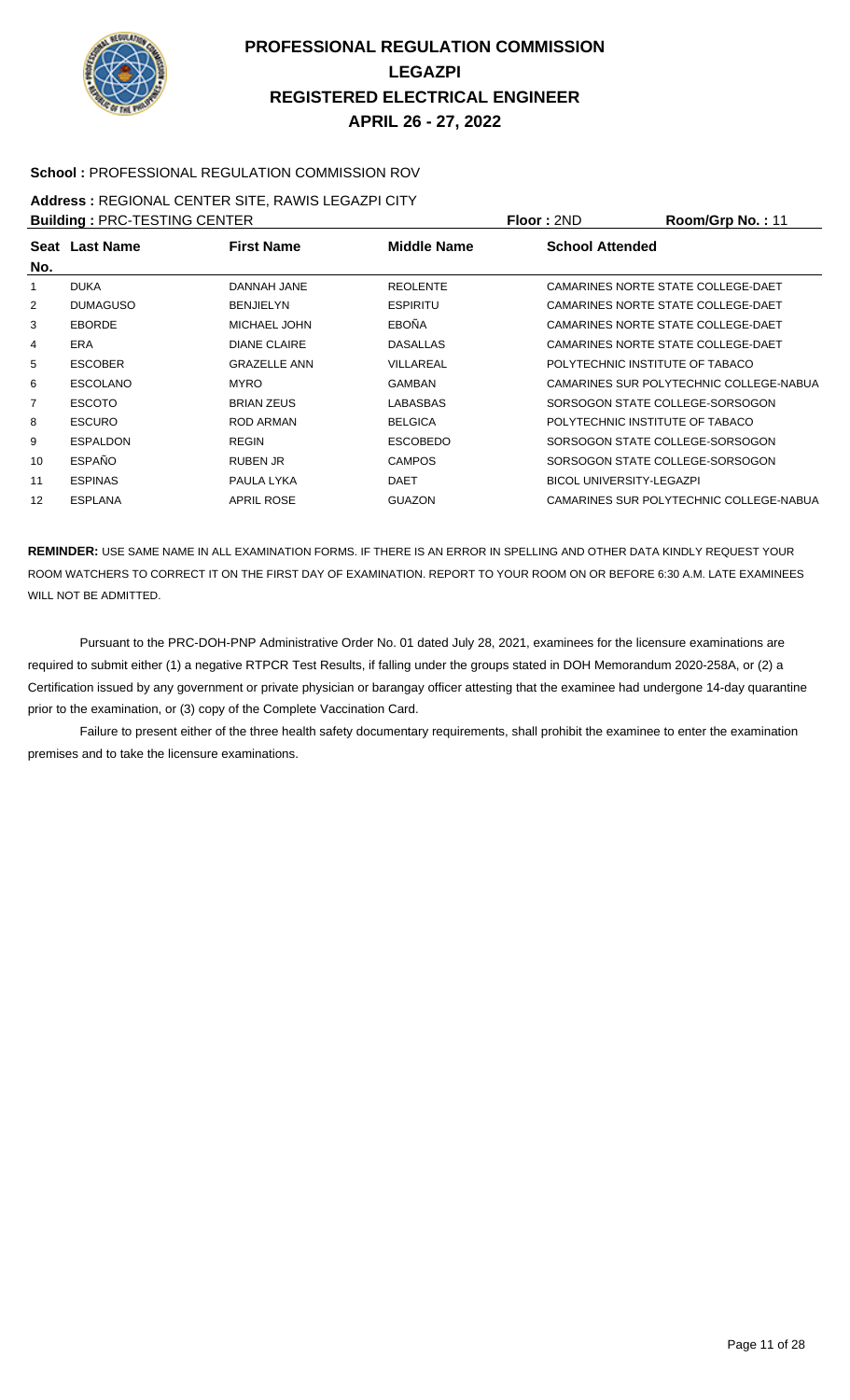# PROFESSIONAL REGULATION COMMISSION
## LEGAZPI
## REGISTERED ELECTRICAL ENGINEER
## APRIL 26 - 27, 2022

**School :** PROFESSIONAL REGULATION COMMISSION ROV

**Address :** REGIONAL CENTER SITE, RAWIS LEGAZPI CITY

**Building :** PRC-TESTING CENTER **Floor :** 2ND **Room/Grp No. :** 11

| Seat No. | Last Name | First Name | Middle Name | School Attended |
|---|---|---|---|---|
| 1 | DUKA | DANNAH JANE | REOLENTE | CAMARINES NORTE STATE COLLEGE-DAET |
| 2 | DUMAGUSO | BENJIELYN | ESPIRITU | CAMARINES NORTE STATE COLLEGE-DAET |
| 3 | EBORDE | MICHAEL JOHN | EBOÑA | CAMARINES NORTE STATE COLLEGE-DAET |
| 4 | ERA | DIANE CLAIRE | DASALLAS | CAMARINES NORTE STATE COLLEGE-DAET |
| 5 | ESCOBER | GRAZELLE ANN | VILLAREAL | POLYTECHNIC INSTITUTE OF TABACO |
| 6 | ESCOLANO | MYRO | GAMBAN | CAMARINES SUR POLYTECHNIC COLLEGE-NABUA |
| 7 | ESCOTO | BRIAN ZEUS | LABASBAS | SORSOGON STATE COLLEGE-SORSOGON |
| 8 | ESCURO | ROD ARMAN | BELGICA | POLYTECHNIC INSTITUTE OF TABACO |
| 9 | ESPALDON | REGIN | ESCOBEDO | SORSOGON STATE COLLEGE-SORSOGON |
| 10 | ESPAÑO | RUBEN JR | CAMPOS | SORSOGON STATE COLLEGE-SORSOGON |
| 11 | ESPINAS | PAULA LYKA | DAET | BICOL UNIVERSITY-LEGAZPI |
| 12 | ESPLANA | APRIL ROSE | GUAZON | CAMARINES SUR POLYTECHNIC COLLEGE-NABUA |

**REMINDER:** USE SAME NAME IN ALL EXAMINATION FORMS. IF THERE IS AN ERROR IN SPELLING AND OTHER DATA KINDLY REQUEST YOUR ROOM WATCHERS TO CORRECT IT ON THE FIRST DAY OF EXAMINATION. REPORT TO YOUR ROOM ON OR BEFORE 6:30 A.M. LATE EXAMINEES WILL NOT BE ADMITTED.

Pursuant to the PRC-DOH-PNP Administrative Order No. 01 dated July 28, 2021, examinees for the licensure examinations are required to submit either (1) a negative RTPCR Test Results, if falling under the groups stated in DOH Memorandum 2020-258A, or (2) a Certification issued by any government or private physician or barangay officer attesting that the examinee had undergone 14-day quarantine prior to the examination, or (3) copy of the Complete Vaccination Card.

Failure to present either of the three health safety documentary requirements, shall prohibit the examinee to enter the examination premises and to take the licensure examinations.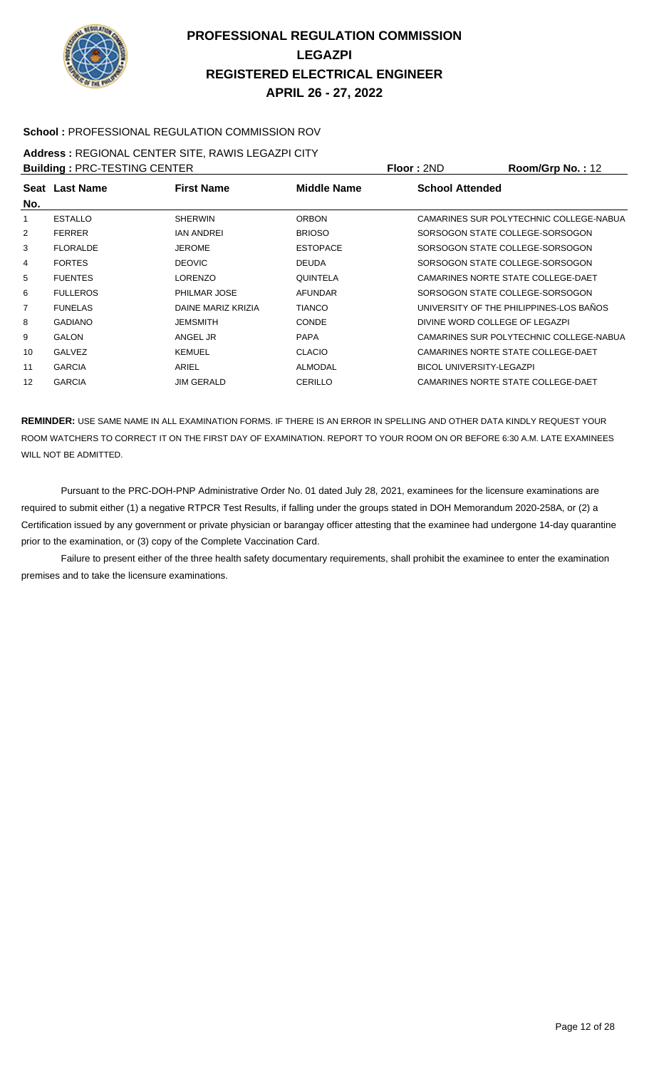# PROFESSIONAL REGULATION COMMISSION
# LEGAZPI
# REGISTERED ELECTRICAL ENGINEER
# APRIL 26 - 27, 2022

**School :** PROFESSIONAL REGULATION COMMISSION ROV

**Address :** REGIONAL CENTER SITE, RAWIS LEGAZPI CITY

**Building :** PRC-TESTING CENTER **Floor :** 2ND **Room/Grp No. :** 12

| Seat No. | Last Name | First Name | Middle Name | School Attended |
|---|---|---|---|---|
| 1 | ESTALLO | SHERWIN | ORBON | CAMARINES SUR POLYTECHNIC COLLEGE-NABUA |
| 2 | FERRER | IAN ANDREI | BRIOSO | SORSOGON STATE COLLEGE-SORSOGON |
| 3 | FLORALDE | JEROME | ESTOPACE | SORSOGON STATE COLLEGE-SORSOGON |
| 4 | FORTES | DEOVIC | DEUDA | SORSOGON STATE COLLEGE-SORSOGON |
| 5 | FUENTES | LORENZO | QUINTELA | CAMARINES NORTE STATE COLLEGE-DAET |
| 6 | FULLEROS | PHILMAR JOSE | AFUNDAR | SORSOGON STATE COLLEGE-SORSOGON |
| 7 | FUNELAS | DAINE MARIZ KRIZIA | TIANCO | UNIVERSITY OF THE PHILIPPINES-LOS BAÑOS |
| 8 | GADIANO | JEMSMITH | CONDE | DIVINE WORD COLLEGE OF LEGAZPI |
| 9 | GALON | ANGEL JR | PAPA | CAMARINES SUR POLYTECHNIC COLLEGE-NABUA |
| 10 | GALVEZ | KEMUEL | CLACIO | CAMARINES NORTE STATE COLLEGE-DAET |
| 11 | GARCIA | ARIEL | ALMODAL | BICOL UNIVERSITY-LEGAZPI |
| 12 | GARCIA | JIM GERALD | CERILLO | CAMARINES NORTE STATE COLLEGE-DAET |

**REMINDER:** USE SAME NAME IN ALL EXAMINATION FORMS. IF THERE IS AN ERROR IN SPELLING AND OTHER DATA KINDLY REQUEST YOUR ROOM WATCHERS TO CORRECT IT ON THE FIRST DAY OF EXAMINATION. REPORT TO YOUR ROOM ON OR BEFORE 6:30 A.M. LATE EXAMINEES WILL NOT BE ADMITTED.

Pursuant to the PRC-DOH-PNP Administrative Order No. 01 dated July 28, 2021, examinees for the licensure examinations are required to submit either (1) a negative RTPCR Test Results, if falling under the groups stated in DOH Memorandum 2020-258A, or (2) a Certification issued by any government or private physician or barangay officer attesting that the examinee had undergone 14-day quarantine prior to the examination, or (3) copy of the Complete Vaccination Card.

Failure to present either of the three health safety documentary requirements, shall prohibit the examinee to enter the examination premises and to take the licensure examinations.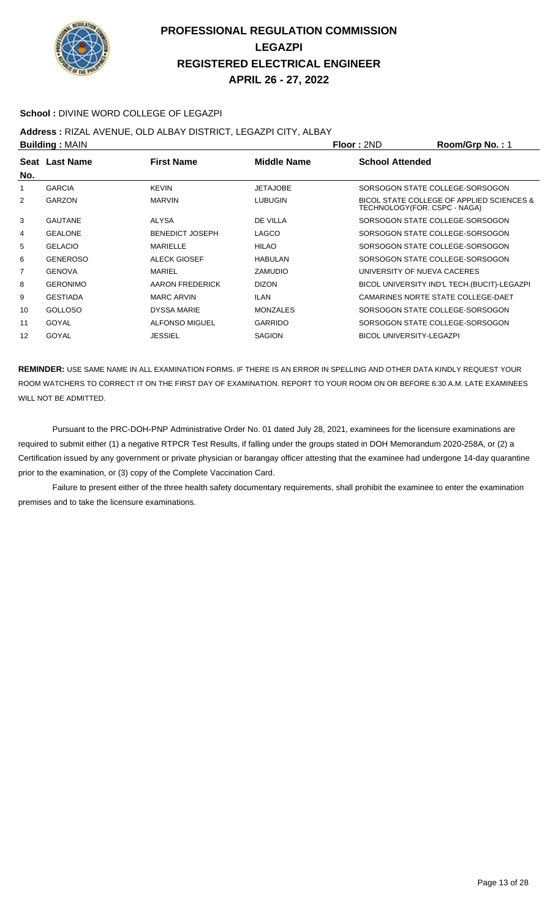# PROFESSIONAL REGULATION COMMISSION
## LEGAZPI
## REGISTERED ELECTRICAL ENGINEER
## APRIL 26 - 27, 2022

**School :** DIVINE WORD COLLEGE OF LEGAZPI

**Address :** RIZAL AVENUE, OLD ALBAY DISTRICT, LEGAZPI CITY, ALBAY

**Building :** MAIN **Floor :** 2ND **Room/Grp No. :** 1

| Seat No. | Last Name | First Name | Middle Name | School Attended |
|---|---|---|---|---|
| 1 | GARCIA | KEVIN | JETAJOBE | SORSOGON STATE COLLEGE-SORSOGON |
| 2 | GARZON | MARVIN | LUBUGIN | BICOL STATE COLLEGE OF APPLIED SCIENCES & TECHNOLOGY(FOR. CSPC - NAGA) |
| 3 | GAUTANE | ALYSA | DE VILLA | SORSOGON STATE COLLEGE-SORSOGON |
| 4 | GEALONE | BENEDICT JOSEPH | LAGCO | SORSOGON STATE COLLEGE-SORSOGON |
| 5 | GELACIO | MARIELLE | HILAO | SORSOGON STATE COLLEGE-SORSOGON |
| 6 | GENEROSO | ALECK GIOSEF | HABULAN | SORSOGON STATE COLLEGE-SORSOGON |
| 7 | GENOVA | MARIEL | ZAMUDIO | UNIVERSITY OF NUEVA CACERES |
| 8 | GERONIMO | AARON FREDERICK | DIZON | BICOL UNIVERSITY IND'L TECH.(BUCIT)-LEGAZPI |
| 9 | GESTIADA | MARC ARVIN | ILAN | CAMARINES NORTE STATE COLLEGE-DAET |
| 10 | GOLLOSO | DYSSA MARIE | MONZALES | SORSOGON STATE COLLEGE-SORSOGON |
| 11 | GOYAL | ALFONSO MIGUEL | GARRIDO | SORSOGON STATE COLLEGE-SORSOGON |
| 12 | GOYAL | JESSIEL | SAGION | BICOL UNIVERSITY-LEGAZPI |

**REMINDER:** USE SAME NAME IN ALL EXAMINATION FORMS. IF THERE IS AN ERROR IN SPELLING AND OTHER DATA KINDLY REQUEST YOUR ROOM WATCHERS TO CORRECT IT ON THE FIRST DAY OF EXAMINATION. REPORT TO YOUR ROOM ON OR BEFORE 6:30 A.M. LATE EXAMINEES WILL NOT BE ADMITTED.

Pursuant to the PRC-DOH-PNP Administrative Order No. 01 dated July 28, 2021, examinees for the licensure examinations are required to submit either (1) a negative RTPCR Test Results, if falling under the groups stated in DOH Memorandum 2020-258A, or (2) a Certification issued by any government or private physician or barangay officer attesting that the examinee had undergone 14-day quarantine prior to the examination, or (3) copy of the Complete Vaccination Card.

Failure to present either of the three health safety documentary requirements, shall prohibit the examinee to enter the examination premises and to take the licensure examinations.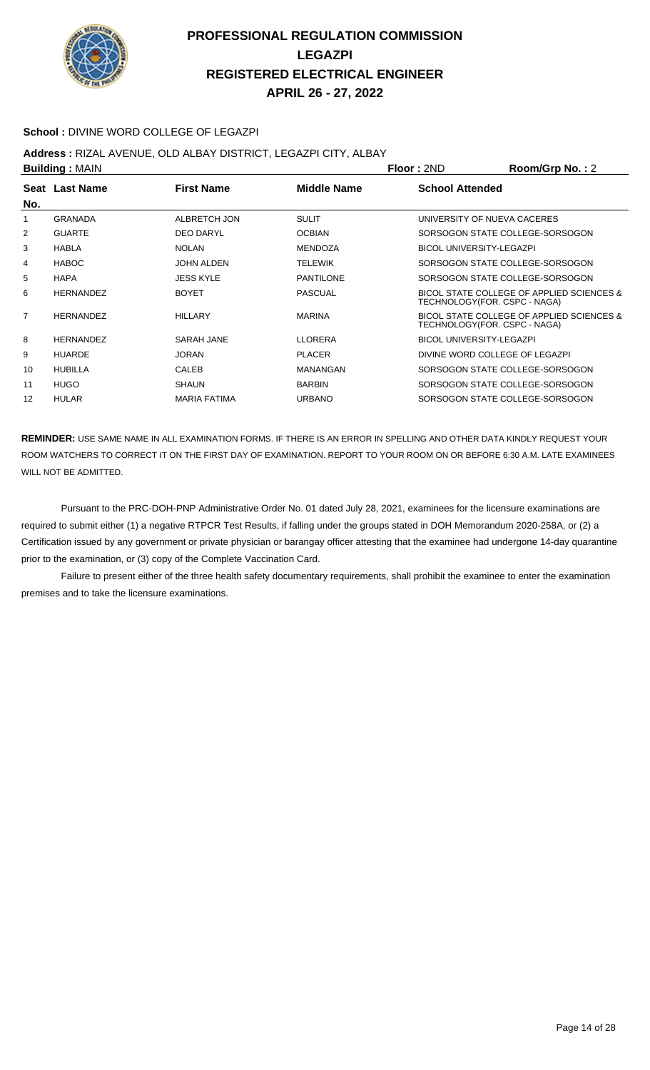# PROFESSIONAL REGULATION COMMISSION
## LEGAZPI
## REGISTERED ELECTRICAL ENGINEER
## APRIL 26 - 27, 2022

**School :** DIVINE WORD COLLEGE OF LEGAZPI

**Address :** RIZAL AVENUE, OLD ALBAY DISTRICT, LEGAZPI CITY, ALBAY

**Building :** MAIN **Floor :** 2ND **Room/Grp No. :** 2

| Seat No. | Last Name | First Name | Middle Name | School Attended |
|---|---|---|---|---|
| 1 | GRANADA | ALBRETCH JON | SULIT | UNIVERSITY OF NUEVA CACERES |
| 2 | GUARTE | DEO DARYL | OCBIAN | SORSOGON STATE COLLEGE-SORSOGON |
| 3 | HABLA | NOLAN | MENDOZA | BICOL UNIVERSITY-LEGAZPI |
| 4 | HABOC | JOHN ALDEN | TELEWIK | SORSOGON STATE COLLEGE-SORSOGON |
| 5 | HAPA | JESS KYLE | PANTILONE | SORSOGON STATE COLLEGE-SORSOGON |
| 6 | HERNANDEZ | BOYET | PASCUAL | BICOL STATE COLLEGE OF APPLIED SCIENCES & TECHNOLOGY(FOR. CSPC - NAGA) |
| 7 | HERNANDEZ | HILLARY | MARINA | BICOL STATE COLLEGE OF APPLIED SCIENCES & TECHNOLOGY(FOR. CSPC - NAGA) |
| 8 | HERNANDEZ | SARAH JANE | LLORERA | BICOL UNIVERSITY-LEGAZPI |
| 9 | HUARDE | JORAN | PLACER | DIVINE WORD COLLEGE OF LEGAZPI |
| 10 | HUBILLA | CALEB | MANANGAN | SORSOGON STATE COLLEGE-SORSOGON |
| 11 | HUGO | SHAUN | BARBIN | SORSOGON STATE COLLEGE-SORSOGON |
| 12 | HULAR | MARIA FATIMA | URBANO | SORSOGON STATE COLLEGE-SORSOGON |

**REMINDER:** USE SAME NAME IN ALL EXAMINATION FORMS. IF THERE IS AN ERROR IN SPELLING AND OTHER DATA KINDLY REQUEST YOUR ROOM WATCHERS TO CORRECT IT ON THE FIRST DAY OF EXAMINATION. REPORT TO YOUR ROOM ON OR BEFORE 6:30 A.M. LATE EXAMINEES WILL NOT BE ADMITTED.

Pursuant to the PRC-DOH-PNP Administrative Order No. 01 dated July 28, 2021, examinees for the licensure examinations are required to submit either (1) a negative RTPCR Test Results, if falling under the groups stated in DOH Memorandum 2020-258A, or (2) a Certification issued by any government or private physician or barangay officer attesting that the examinee had undergone 14-day quarantine prior to the examination, or (3) copy of the Complete Vaccination Card.

Failure to present either of the three health safety documentary requirements, shall prohibit the examinee to enter the examination premises and to take the licensure examinations.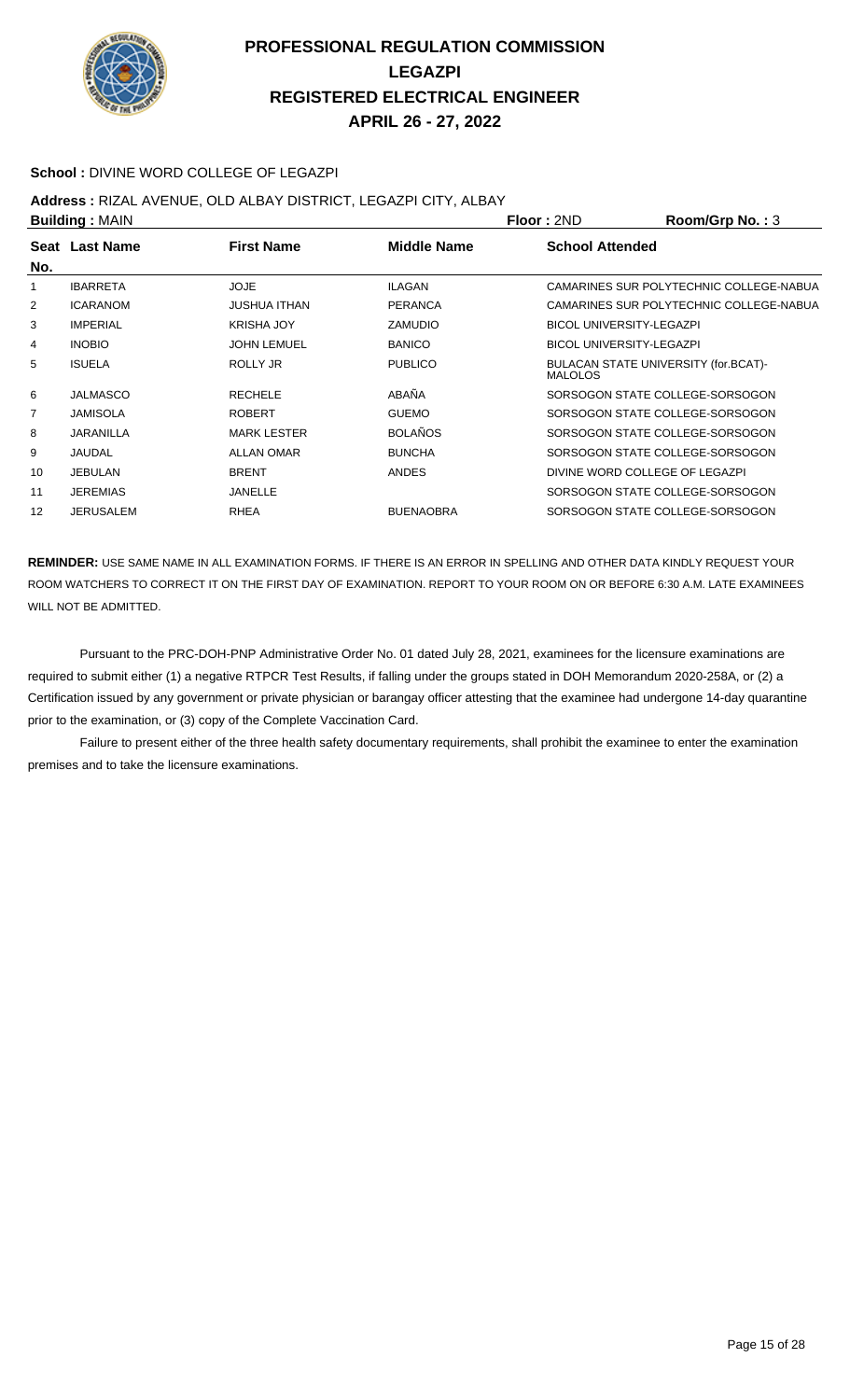# PROFESSIONAL REGULATION COMMISSION
# LEGAZPI
# REGISTERED ELECTRICAL ENGINEER
# APRIL 26 - 27, 2022

**School :** DIVINE WORD COLLEGE OF LEGAZPI

**Address :** RIZAL AVENUE, OLD ALBAY DISTRICT, LEGAZPI CITY, ALBAY

**Building :** MAIN | **Floor :** 2ND | **Room/Grp No. :** 3

| Seat No. | Last Name | First Name | Middle Name | School Attended |
|---|---|---|---|---|
| 1 | IBARRETA | JOJE | ILAGAN | CAMARINES SUR POLYTECHNIC COLLEGE-NABUA |
| 2 | ICARANOM | JUSHUA ITHAN | PERANCA | CAMARINES SUR POLYTECHNIC COLLEGE-NABUA |
| 3 | IMPERIAL | KRISHA JOY | ZAMUDIO | BICOL UNIVERSITY-LEGAZPI |
| 4 | INOBIO | JOHN LEMUEL | BANICO | BICOL UNIVERSITY-LEGAZPI |
| 5 | ISUELA | ROLLY JR | PUBLICO | BULACAN STATE UNIVERSITY (for.BCAT)-MALOLOS |
| 6 | JALMASCO | RECHELE | ABAÑA | SORSOGON STATE COLLEGE-SORSOGON |
| 7 | JAMISOLA | ROBERT | GUEMO | SORSOGON STATE COLLEGE-SORSOGON |
| 8 | JARANILLA | MARK LESTER | BOLAÑOS | SORSOGON STATE COLLEGE-SORSOGON |
| 9 | JAUDAL | ALLAN OMAR | BUNCHA | SORSOGON STATE COLLEGE-SORSOGON |
| 10 | JEBULAN | BRENT | ANDES | DIVINE WORD COLLEGE OF LEGAZPI |
| 11 | JEREMIAS | JANELLE | | SORSOGON STATE COLLEGE-SORSOGON |
| 12 | JERUSALEM | RHEA | BUENAOBRA | SORSOGON STATE COLLEGE-SORSOGON |

**REMINDER:** USE SAME NAME IN ALL EXAMINATION FORMS. IF THERE IS AN ERROR IN SPELLING AND OTHER DATA KINDLY REQUEST YOUR ROOM WATCHERS TO CORRECT IT ON THE FIRST DAY OF EXAMINATION. REPORT TO YOUR ROOM ON OR BEFORE 6:30 A.M. LATE EXAMINEES WILL NOT BE ADMITTED.

Pursuant to the PRC-DOH-PNP Administrative Order No. 01 dated July 28, 2021, examinees for the licensure examinations are required to submit either (1) a negative RTPCR Test Results, if falling under the groups stated in DOH Memorandum 2020-258A, or (2) a Certification issued by any government or private physician or barangay officer attesting that the examinee had undergone 14-day quarantine prior to the examination, or (3) copy of the Complete Vaccination Card.

Failure to present either of the three health safety documentary requirements, shall prohibit the examinee to enter the examination premises and to take the licensure examinations.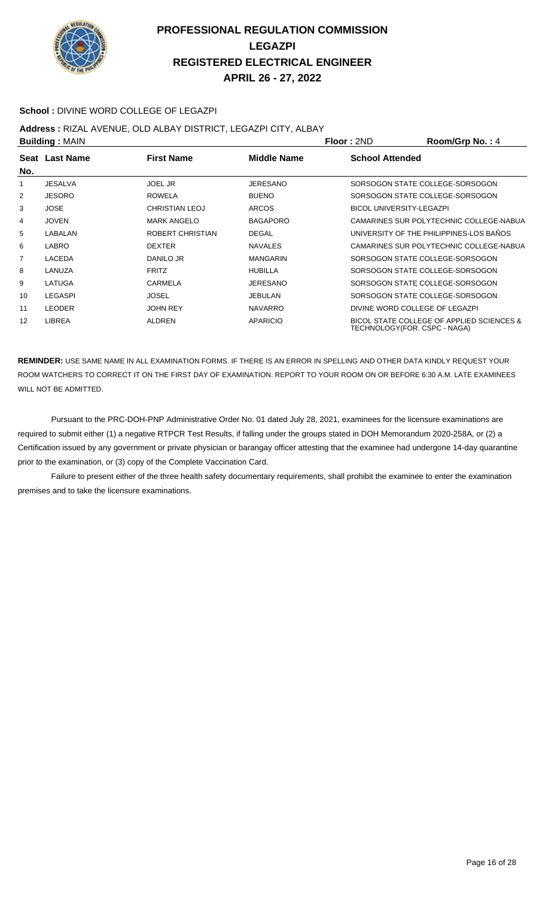# PROFESSIONAL REGULATION COMMISSION
# LEGAZPI
# REGISTERED ELECTRICAL ENGINEER
# APRIL 26 - 27, 2022

**School :** DIVINE WORD COLLEGE OF LEGAZPI

**Address :** RIZAL AVENUE, OLD ALBAY DISTRICT, LEGAZPI CITY, ALBAY

**Building :** MAIN **Floor :** 2ND **Room/Grp No. :** 4

| Seat No. | Last Name | First Name | Middle Name | School Attended |
|---|---|---|---|---|
| 1 | JESALVA | JOEL JR | JERESANO | SORSOGON STATE COLLEGE-SORSOGON |
| 2 | JESORO | ROWELA | BUENO | SORSOGON STATE COLLEGE-SORSOGON |
| 3 | JOSE | CHRISTIAN LEOJ | ARCOS | BICOL UNIVERSITY-LEGAZPI |
| 4 | JOVEN | MARK ANGELO | BAGAPORO | CAMARINES SUR POLYTECHNIC COLLEGE-NABUA |
| 5 | LABALAN | ROBERT CHRISTIAN | DEGAL | UNIVERSITY OF THE PHILIPPINES-LOS BAÑOS |
| 6 | LABRO | DEXTER | NAVALES | CAMARINES SUR POLYTECHNIC COLLEGE-NABUA |
| 7 | LACEDA | DANILO JR | MANGARIN | SORSOGON STATE COLLEGE-SORSOGON |
| 8 | LANUZA | FRITZ | HUBILLA | SORSOGON STATE COLLEGE-SORSOGON |
| 9 | LATUGA | CARMELA | JERESANO | SORSOGON STATE COLLEGE-SORSOGON |
| 10 | LEGASPI | JOSEL | JEBULAN | SORSOGON STATE COLLEGE-SORSOGON |
| 11 | LEODER | JOHN REY | NAVARRO | DIVINE WORD COLLEGE OF LEGAZPI |
| 12 | LIBREA | ALDREN | APARICIO | BICOL STATE COLLEGE OF APPLIED SCIENCES & TECHNOLOGY(FOR. CSPC - NAGA) |

**REMINDER:** USE SAME NAME IN ALL EXAMINATION FORMS. IF THERE IS AN ERROR IN SPELLING AND OTHER DATA KINDLY REQUEST YOUR ROOM WATCHERS TO CORRECT IT ON THE FIRST DAY OF EXAMINATION. REPORT TO YOUR ROOM ON OR BEFORE 6:30 A.M. LATE EXAMINEES WILL NOT BE ADMITTED.

Pursuant to the PRC-DOH-PNP Administrative Order No. 01 dated July 28, 2021, examinees for the licensure examinations are required to submit either (1) a negative RTPCR Test Results, if falling under the groups stated in DOH Memorandum 2020-258A, or (2) a Certification issued by any government or private physician or barangay officer attesting that the examinee had undergone 14-day quarantine prior to the examination, or (3) copy of the Complete Vaccination Card.

Failure to present either of the three health safety documentary requirements, shall prohibit the examinee to enter the examination premises and to take the licensure examinations.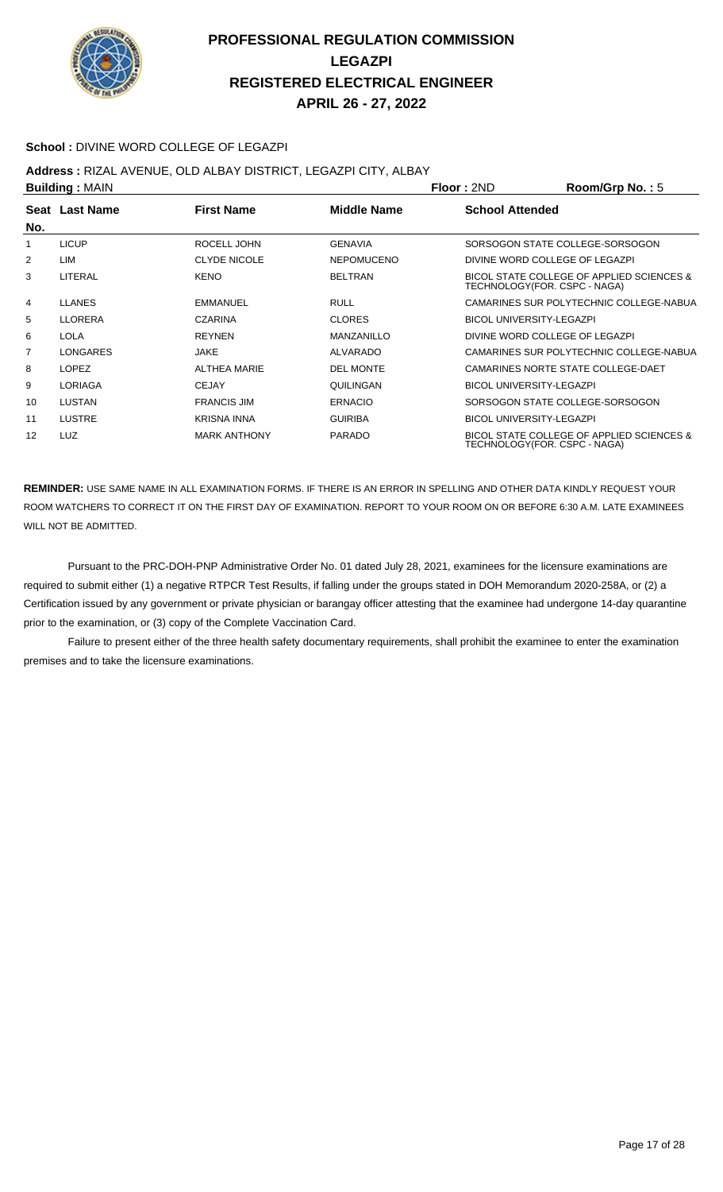# PROFESSIONAL REGULATION COMMISSION
# LEGAZPI
# REGISTERED ELECTRICAL ENGINEER
# APRIL 26 - 27, 2022

**School :** DIVINE WORD COLLEGE OF LEGAZPI

**Address :** RIZAL AVENUE, OLD ALBAY DISTRICT, LEGAZPI CITY, ALBAY

**Building :** MAIN **Floor :** 2ND **Room/Grp No. :** 5

| Seat No. | Last Name | First Name | Middle Name | School Attended |
|---|---|---|---|---|
| 1 | LICUP | ROCELL JOHN | GENAVIA | SORSOGON STATE COLLEGE-SORSOGON |
| 2 | LIM | CLYDE NICOLE | NEPOMUCENO | DIVINE WORD COLLEGE OF LEGAZPI |
| 3 | LITERAL | KENO | BELTRAN | BICOL STATE COLLEGE OF APPLIED SCIENCES & TECHNOLOGY(FOR. CSPC - NAGA) |
| 4 | LLANES | EMMANUEL | RULL | CAMARINES SUR POLYTECHNIC COLLEGE-NABUA |
| 5 | LLORERA | CZARINA | CLORES | BICOL UNIVERSITY-LEGAZPI |
| 6 | LOLA | REYNEN | MANZANILLO | DIVINE WORD COLLEGE OF LEGAZPI |
| 7 | LONGARES | JAKE | ALVARADO | CAMARINES SUR POLYTECHNIC COLLEGE-NABUA |
| 8 | LOPEZ | ALTHEA MARIE | DEL MONTE | CAMARINES NORTE STATE COLLEGE-DAET |
| 9 | LORIAGA | CEJAY | QUILINGAN | BICOL UNIVERSITY-LEGAZPI |
| 10 | LUSTAN | FRANCIS JIM | ERNACIO | SORSOGON STATE COLLEGE-SORSOGON |
| 11 | LUSTRE | KRISNA INNA | GUIRIBA | BICOL UNIVERSITY-LEGAZPI |
| 12 | LUZ | MARK ANTHONY | PARADO | BICOL STATE COLLEGE OF APPLIED SCIENCES & TECHNOLOGY(FOR. CSPC - NAGA) |

**REMINDER:** USE SAME NAME IN ALL EXAMINATION FORMS. IF THERE IS AN ERROR IN SPELLING AND OTHER DATA KINDLY REQUEST YOUR ROOM WATCHERS TO CORRECT IT ON THE FIRST DAY OF EXAMINATION. REPORT TO YOUR ROOM ON OR BEFORE 6:30 A.M. LATE EXAMINEES WILL NOT BE ADMITTED.

Pursuant to the PRC-DOH-PNP Administrative Order No. 01 dated July 28, 2021, examinees for the licensure examinations are required to submit either (1) a negative RTPCR Test Results, if falling under the groups stated in DOH Memorandum 2020-258A, or (2) a Certification issued by any government or private physician or barangay officer attesting that the examinee had undergone 14-day quarantine prior to the examination, or (3) copy of the Complete Vaccination Card.

Failure to present either of the three health safety documentary requirements, shall prohibit the examinee to enter the examination premises and to take the licensure examinations.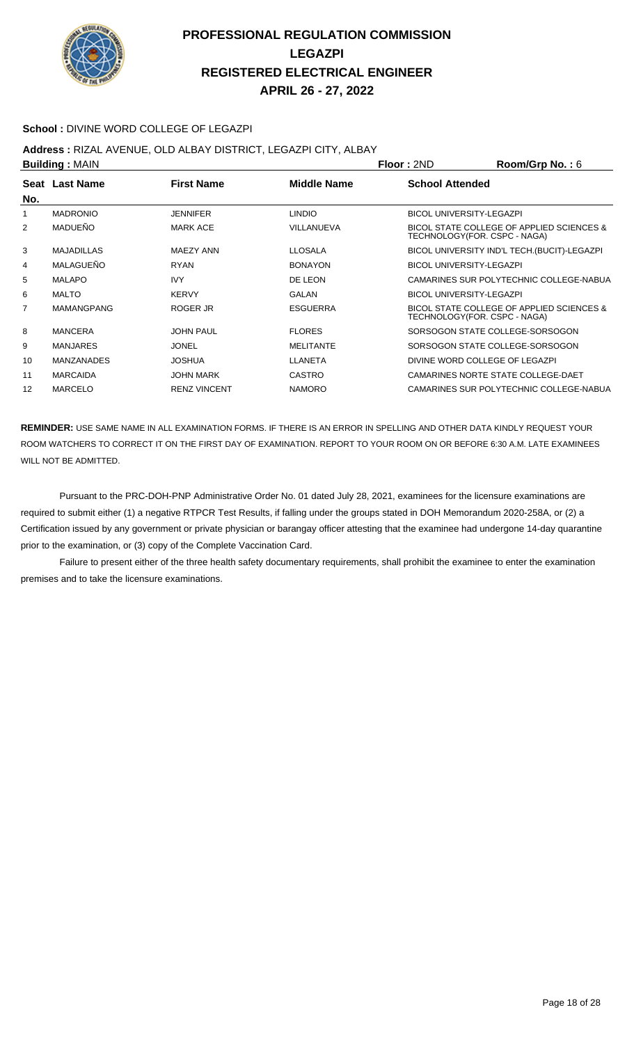# PROFESSIONAL REGULATION COMMISSION
## LEGAZPI
## REGISTERED ELECTRICAL ENGINEER
## APRIL 26 - 27, 2022

**School :** DIVINE WORD COLLEGE OF LEGAZPI

**Address :** RIZAL AVENUE, OLD ALBAY DISTRICT, LEGAZPI CITY, ALBAY

**Building :** MAIN **Floor :** 2ND **Room/Grp No. :** 6

| Seat No. | Last Name | First Name | Middle Name | School Attended |
|---|---|---|---|---|
| 1 | MADRONIO | JENNIFER | LINDIO | BICOL UNIVERSITY-LEGAZPI |
| 2 | MADUEÑO | MARK ACE | VILLANUEVA | BICOL STATE COLLEGE OF APPLIED SCIENCES & TECHNOLOGY(FOR. CSPC - NAGA) |
| 3 | MAJADILLAS | MAEZY ANN | LLOSALA | BICOL UNIVERSITY IND'L TECH.(BUCIT)-LEGAZPI |
| 4 | MALAGUEÑO | RYAN | BONAYON | BICOL UNIVERSITY-LEGAZPI |
| 5 | MALAPO | IVY | DE LEON | CAMARINES SUR POLYTECHNIC COLLEGE-NABUA |
| 6 | MALTO | KERVY | GALAN | BICOL UNIVERSITY-LEGAZPI |
| 7 | MAMANGPANG | ROGER JR | ESGUERRA | BICOL STATE COLLEGE OF APPLIED SCIENCES & TECHNOLOGY(FOR. CSPC - NAGA) |
| 8 | MANCERA | JOHN PAUL | FLORES | SORSOGON STATE COLLEGE-SORSOGON |
| 9 | MANJARES | JONEL | MELITANTE | SORSOGON STATE COLLEGE-SORSOGON |
| 10 | MANZANADES | JOSHUA | LLANETA | DIVINE WORD COLLEGE OF LEGAZPI |
| 11 | MARCAIDA | JOHN MARK | CASTRO | CAMARINES NORTE STATE COLLEGE-DAET |
| 12 | MARCELO | RENZ VINCENT | NAMORO | CAMARINES SUR POLYTECHNIC COLLEGE-NABUA |

**REMINDER:** USE SAME NAME IN ALL EXAMINATION FORMS. IF THERE IS AN ERROR IN SPELLING AND OTHER DATA KINDLY REQUEST YOUR ROOM WATCHERS TO CORRECT IT ON THE FIRST DAY OF EXAMINATION. REPORT TO YOUR ROOM ON OR BEFORE 6:30 A.M. LATE EXAMINEES WILL NOT BE ADMITTED.

Pursuant to the PRC-DOH-PNP Administrative Order No. 01 dated July 28, 2021, examinees for the licensure examinations are required to submit either (1) a negative RTPCR Test Results, if falling under the groups stated in DOH Memorandum 2020-258A, or (2) a Certification issued by any government or private physician or barangay officer attesting that the examinee had undergone 14-day quarantine prior to the examination, or (3) copy of the Complete Vaccination Card.

Failure to present either of the three health safety documentary requirements, shall prohibit the examinee to enter the examination premises and to take the licensure examinations.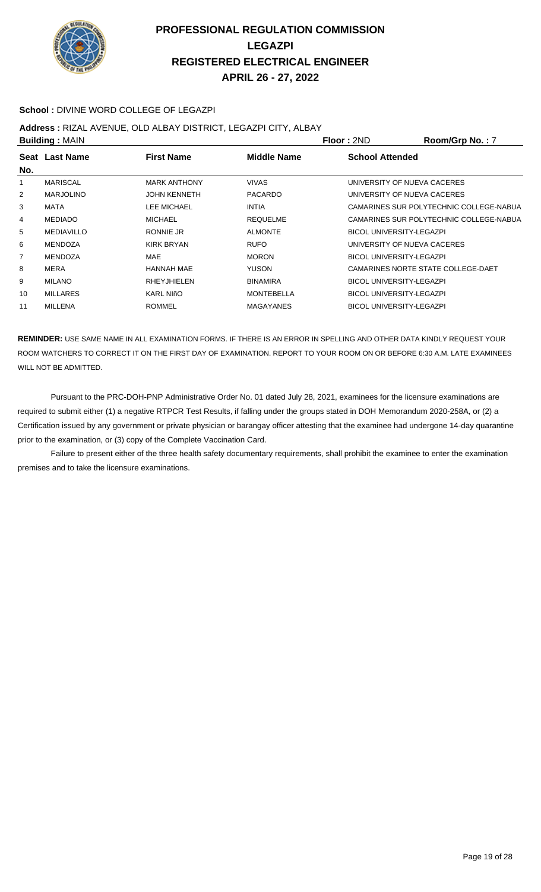# PROFESSIONAL REGULATION COMMISSION
## LEGAZPI
## REGISTERED ELECTRICAL ENGINEER
## APRIL 26 - 27, 2022

**School :** DIVINE WORD COLLEGE OF LEGAZPI

**Address :** RIZAL AVENUE, OLD ALBAY DISTRICT, LEGAZPI CITY, ALBAY

**Building :** MAIN　　**Floor :** 2ND　　**Room/Grp No. :** 7

| Seat No. | Last Name | First Name | Middle Name | School Attended |
|---|---|---|---|---|
| 1 | MARISCAL | MARK ANTHONY | VIVAS | UNIVERSITY OF NUEVA CACERES |
| 2 | MARJOLINO | JOHN KENNETH | PACARDO | UNIVERSITY OF NUEVA CACERES |
| 3 | MATA | LEE MICHAEL | INTIA | CAMARINES SUR POLYTECHNIC COLLEGE-NABUA |
| 4 | MEDIADO | MICHAEL | REQUELME | CAMARINES SUR POLYTECHNIC COLLEGE-NABUA |
| 5 | MEDIAVILLO | RONNIE JR | ALMONTE | BICOL UNIVERSITY-LEGAZPI |
| 6 | MENDOZA | KIRK BRYAN | RUFO | UNIVERSITY OF NUEVA CACERES |
| 7 | MENDOZA | MAE | MORON | BICOL UNIVERSITY-LEGAZPI |
| 8 | MERA | HANNAH MAE | YUSON | CAMARINES NORTE STATE COLLEGE-DAET |
| 9 | MILANO | RHEYJHIELEN | BINAMIRA | BICOL UNIVERSITY-LEGAZPI |
| 10 | MILLARES | KARL NIñO | MONTEBELLA | BICOL UNIVERSITY-LEGAZPI |
| 11 | MILLENA | ROMMEL | MAGAYANES | BICOL UNIVERSITY-LEGAZPI |

**REMINDER:** USE SAME NAME IN ALL EXAMINATION FORMS. IF THERE IS AN ERROR IN SPELLING AND OTHER DATA KINDLY REQUEST YOUR ROOM WATCHERS TO CORRECT IT ON THE FIRST DAY OF EXAMINATION. REPORT TO YOUR ROOM ON OR BEFORE 6:30 A.M. LATE EXAMINEES WILL NOT BE ADMITTED.

Pursuant to the PRC-DOH-PNP Administrative Order No. 01 dated July 28, 2021, examinees for the licensure examinations are required to submit either (1) a negative RTPCR Test Results, if falling under the groups stated in DOH Memorandum 2020-258A, or (2) a Certification issued by any government or private physician or barangay officer attesting that the examinee had undergone 14-day quarantine prior to the examination, or (3) copy of the Complete Vaccination Card.

Failure to present either of the three health safety documentary requirements, shall prohibit the examinee to enter the examination premises and to take the licensure examinations.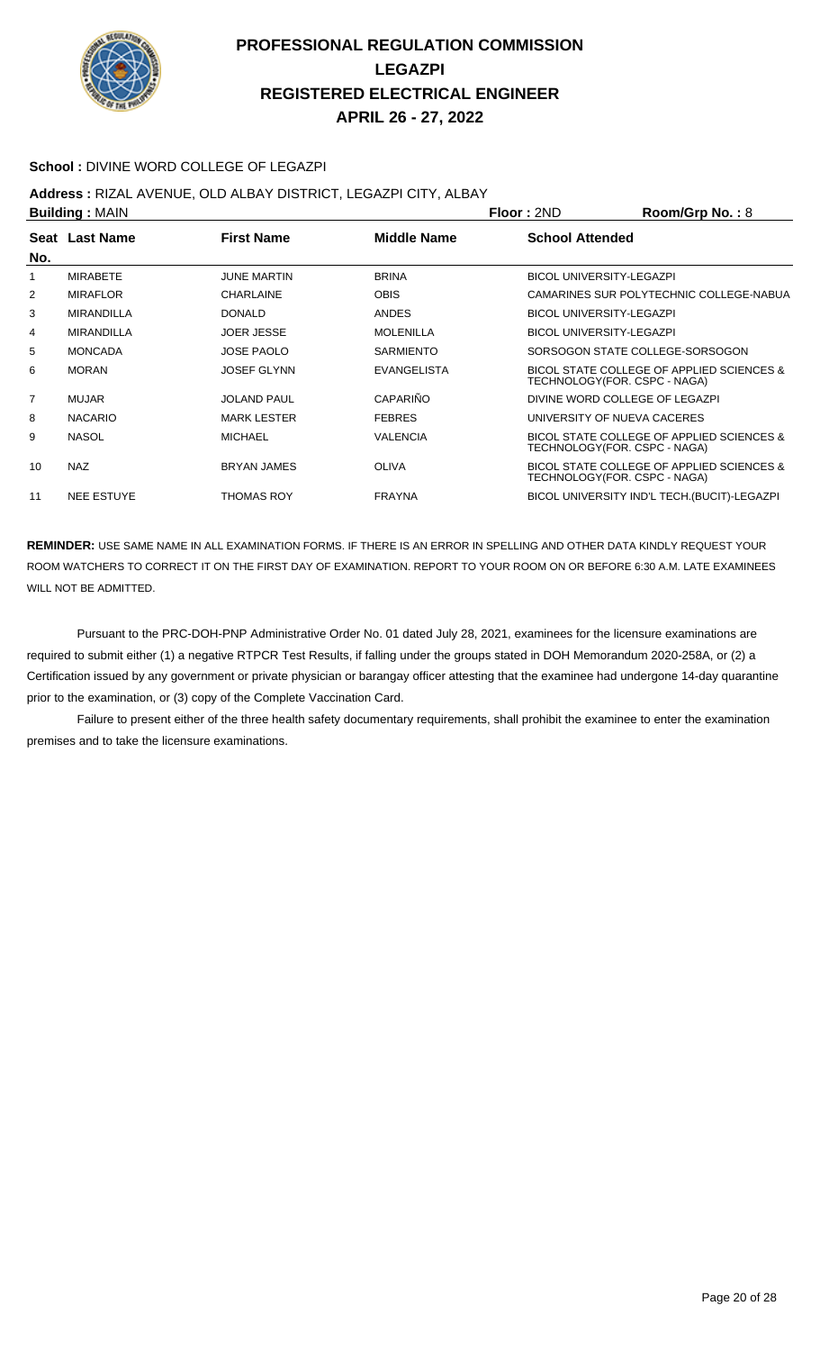# PROFESSIONAL REGULATION COMMISSION
# LEGAZPI
# REGISTERED ELECTRICAL ENGINEER
# APRIL 26 - 27, 2022

**School :** DIVINE WORD COLLEGE OF LEGAZPI

**Address :** RIZAL AVENUE, OLD ALBAY DISTRICT, LEGAZPI CITY, ALBAY

**Building :** MAIN **Floor :** 2ND **Room/Grp No. :** 8

| Seat No. | Last Name | First Name | Middle Name | School Attended |
|---|---|---|---|---|
| 1 | MIRABETE | JUNE MARTIN | BRINA | BICOL UNIVERSITY-LEGAZPI |
| 2 | MIRAFLOR | CHARLAINE | OBIS | CAMARINES SUR POLYTECHNIC COLLEGE-NABUA |
| 3 | MIRANDILLA | DONALD | ANDES | BICOL UNIVERSITY-LEGAZPI |
| 4 | MIRANDILLA | JOER JESSE | MOLENILLA | BICOL UNIVERSITY-LEGAZPI |
| 5 | MONCADA | JOSE PAOLO | SARMIENTO | SORSOGON STATE COLLEGE-SORSOGON |
| 6 | MORAN | JOSEF GLYNN | EVANGELISTA | BICOL STATE COLLEGE OF APPLIED SCIENCES & TECHNOLOGY(FOR. CSPC - NAGA) |
| 7 | MUJAR | JOLAND PAUL | CAPARIÑO | DIVINE WORD COLLEGE OF LEGAZPI |
| 8 | NACARIO | MARK LESTER | FEBRES | UNIVERSITY OF NUEVA CACERES |
| 9 | NASOL | MICHAEL | VALENCIA | BICOL STATE COLLEGE OF APPLIED SCIENCES & TECHNOLOGY(FOR. CSPC - NAGA) |
| 10 | NAZ | BRYAN JAMES | OLIVA | BICOL STATE COLLEGE OF APPLIED SCIENCES & TECHNOLOGY(FOR. CSPC - NAGA) |
| 11 | NEE ESTUYE | THOMAS ROY | FRAYNA | BICOL UNIVERSITY IND'L TECH.(BUCIT)-LEGAZPI |

**REMINDER:** USE SAME NAME IN ALL EXAMINATION FORMS. IF THERE IS AN ERROR IN SPELLING AND OTHER DATA KINDLY REQUEST YOUR ROOM WATCHERS TO CORRECT IT ON THE FIRST DAY OF EXAMINATION. REPORT TO YOUR ROOM ON OR BEFORE 6:30 A.M. LATE EXAMINEES WILL NOT BE ADMITTED.

Pursuant to the PRC-DOH-PNP Administrative Order No. 01 dated July 28, 2021, examinees for the licensure examinations are required to submit either (1) a negative RTPCR Test Results, if falling under the groups stated in DOH Memorandum 2020-258A, or (2) a Certification issued by any government or private physician or barangay officer attesting that the examinee had undergone 14-day quarantine prior to the examination, or (3) copy of the Complete Vaccination Card.

Failure to present either of the three health safety documentary requirements, shall prohibit the examinee to enter the examination premises and to take the licensure examinations.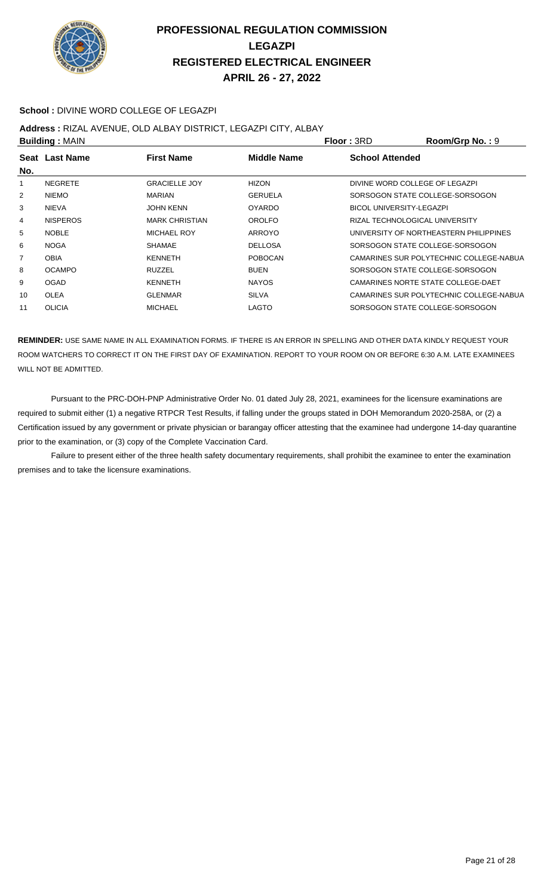# PROFESSIONAL REGULATION COMMISSION
## LEGAZPI
## REGISTERED ELECTRICAL ENGINEER
## APRIL 26 - 27, 2022

**School :** DIVINE WORD COLLEGE OF LEGAZPI

**Address :** RIZAL AVENUE, OLD ALBAY DISTRICT, LEGAZPI CITY, ALBAY

**Building :** MAIN **Floor :** 3RD **Room/Grp No. :** 9

| Seat No. | Last Name | First Name | Middle Name | School Attended |
|---|---|---|---|---|
| 1 | NEGRETE | GRACIELLE JOY | HIZON | DIVINE WORD COLLEGE OF LEGAZPI |
| 2 | NIEMO | MARIAN | GERUELA | SORSOGON STATE COLLEGE-SORSOGON |
| 3 | NIEVA | JOHN KENN | OYARDO | BICOL UNIVERSITY-LEGAZPI |
| 4 | NISPEROS | MARK CHRISTIAN | OROLFO | RIZAL TECHNOLOGICAL UNIVERSITY |
| 5 | NOBLE | MICHAEL ROY | ARROYO | UNIVERSITY OF NORTHEASTERN PHILIPPINES |
| 6 | NOGA | SHAMAE | DELLOSA | SORSOGON STATE COLLEGE-SORSOGON |
| 7 | OBIA | KENNETH | POBOCAN | CAMARINES SUR POLYTECHNIC COLLEGE-NABUA |
| 8 | OCAMPO | RUZZEL | BUEN | SORSOGON STATE COLLEGE-SORSOGON |
| 9 | OGAD | KENNETH | NAYOS | CAMARINES NORTE STATE COLLEGE-DAET |
| 10 | OLEA | GLENMAR | SILVA | CAMARINES SUR POLYTECHNIC COLLEGE-NABUA |
| 11 | OLICIA | MICHAEL | LAGTO | SORSOGON STATE COLLEGE-SORSOGON |

**REMINDER:** USE SAME NAME IN ALL EXAMINATION FORMS. IF THERE IS AN ERROR IN SPELLING AND OTHER DATA KINDLY REQUEST YOUR ROOM WATCHERS TO CORRECT IT ON THE FIRST DAY OF EXAMINATION. REPORT TO YOUR ROOM ON OR BEFORE 6:30 A.M. LATE EXAMINEES WILL NOT BE ADMITTED.

Pursuant to the PRC-DOH-PNP Administrative Order No. 01 dated July 28, 2021, examinees for the licensure examinations are required to submit either (1) a negative RTPCR Test Results, if falling under the groups stated in DOH Memorandum 2020-258A, or (2) a Certification issued by any government or private physician or barangay officer attesting that the examinee had undergone 14-day quarantine prior to the examination, or (3) copy of the Complete Vaccination Card.

Failure to present either of the three health safety documentary requirements, shall prohibit the examinee to enter the examination premises and to take the licensure examinations.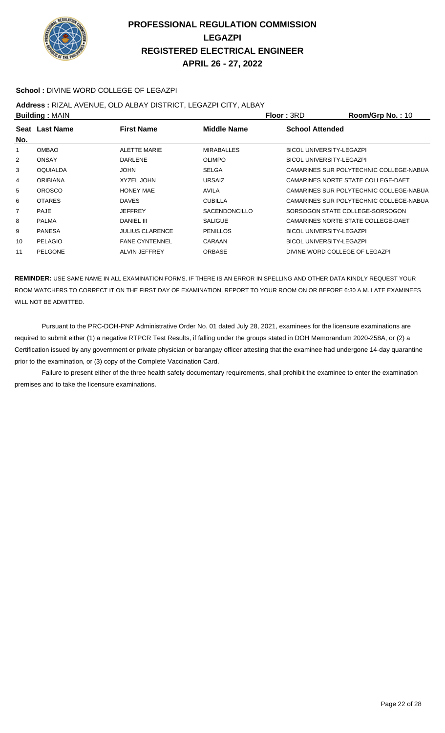# PROFESSIONAL REGULATION COMMISSION
# LEGAZPI
# REGISTERED ELECTRICAL ENGINEER
# APRIL 26 - 27, 2022

**School :** DIVINE WORD COLLEGE OF LEGAZPI

**Address :** RIZAL AVENUE, OLD ALBAY DISTRICT, LEGAZPI CITY, ALBAY

**Building :** MAIN **Floor :** 3RD **Room/Grp No. :** 10

| Seat No. | Last Name | First Name | Middle Name | School Attended |
|---|---|---|---|---|
| 1 | OMBAO | ALETTE MARIE | MIRABALLES | BICOL UNIVERSITY-LEGAZPI |
| 2 | ONSAY | DARLENE | OLIMPO | BICOL UNIVERSITY-LEGAZPI |
| 3 | OQUIALDA | JOHN | SELGA | CAMARINES SUR POLYTECHNIC COLLEGE-NABUA |
| 4 | ORIBIANA | XYZEL JOHN | URSAIZ | CAMARINES NORTE STATE COLLEGE-DAET |
| 5 | OROSCO | HONEY MAE | AVILA | CAMARINES SUR POLYTECHNIC COLLEGE-NABUA |
| 6 | OTARES | DAVES | CUBILLA | CAMARINES SUR POLYTECHNIC COLLEGE-NABUA |
| 7 | PAJE | JEFFREY | SACENDONCILLO | SORSOGON STATE COLLEGE-SORSOGON |
| 8 | PALMA | DANIEL III | SALIGUE | CAMARINES NORTE STATE COLLEGE-DAET |
| 9 | PANESA | JULIUS CLARENCE | PENILLOS | BICOL UNIVERSITY-LEGAZPI |
| 10 | PELAGIO | FANE CYNTENNEL | CARAAN | BICOL UNIVERSITY-LEGAZPI |
| 11 | PELGONE | ALVIN JEFFREY | ORBASE | DIVINE WORD COLLEGE OF LEGAZPI |

**REMINDER:** USE SAME NAME IN ALL EXAMINATION FORMS. IF THERE IS AN ERROR IN SPELLING AND OTHER DATA KINDLY REQUEST YOUR ROOM WATCHERS TO CORRECT IT ON THE FIRST DAY OF EXAMINATION. REPORT TO YOUR ROOM ON OR BEFORE 6:30 A.M. LATE EXAMINEES WILL NOT BE ADMITTED.

Pursuant to the PRC-DOH-PNP Administrative Order No. 01 dated July 28, 2021, examinees for the licensure examinations are required to submit either (1) a negative RTPCR Test Results, if falling under the groups stated in DOH Memorandum 2020-258A, or (2) a Certification issued by any government or private physician or barangay officer attesting that the examinee had undergone 14-day quarantine prior to the examination, or (3) copy of the Complete Vaccination Card.

Failure to present either of the three health safety documentary requirements, shall prohibit the examinee to enter the examination premises and to take the licensure examinations.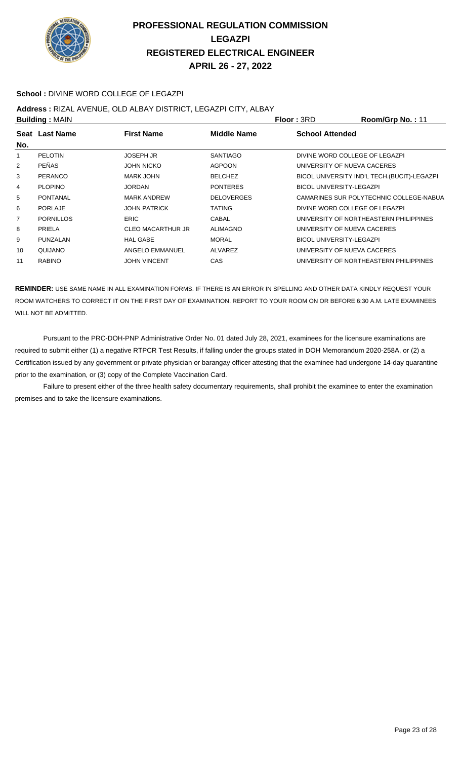# PROFESSIONAL REGULATION COMMISSION
## LEGAZPI
## REGISTERED ELECTRICAL ENGINEER
## APRIL 26 - 27, 2022

**School :** DIVINE WORD COLLEGE OF LEGAZPI

**Address :** RIZAL AVENUE, OLD ALBAY DISTRICT, LEGAZPI CITY, ALBAY

**Building :** MAIN **Floor :** 3RD **Room/Grp No. :** 11

| Seat No. | Last Name | First Name | Middle Name | School Attended |
|---|---|---|---|---|
| 1 | PELOTIN | JOSEPH JR | SANTIAGO | DIVINE WORD COLLEGE OF LEGAZPI |
| 2 | PEÑAS | JOHN NICKO | AGPOON | UNIVERSITY OF NUEVA CACERES |
| 3 | PERANCO | MARK JOHN | BELCHEZ | BICOL UNIVERSITY IND'L TECH.(BUCIT)-LEGAZPI |
| 4 | PLOPINO | JORDAN | PONTERES | BICOL UNIVERSITY-LEGAZPI |
| 5 | PONTANAL | MARK ANDREW | DELOVERGES | CAMARINES SUR POLYTECHNIC COLLEGE-NABUA |
| 6 | PORLAJE | JOHN PATRICK | TATING | DIVINE WORD COLLEGE OF LEGAZPI |
| 7 | PORNILLOS | ERIC | CABAL | UNIVERSITY OF NORTHEASTERN PHILIPPINES |
| 8 | PRIELA | CLEO MACARTHUR JR | ALIMAGNO | UNIVERSITY OF NUEVA CACERES |
| 9 | PUNZALAN | HAL GABE | MORAL | BICOL UNIVERSITY-LEGAZPI |
| 10 | QUIJANO | ANGELO EMMANUEL | ALVAREZ | UNIVERSITY OF NUEVA CACERES |
| 11 | RABINO | JOHN VINCENT | CAS | UNIVERSITY OF NORTHEASTERN PHILIPPINES |

**REMINDER:** USE SAME NAME IN ALL EXAMINATION FORMS. IF THERE IS AN ERROR IN SPELLING AND OTHER DATA KINDLY REQUEST YOUR ROOM WATCHERS TO CORRECT IT ON THE FIRST DAY OF EXAMINATION. REPORT TO YOUR ROOM ON OR BEFORE 6:30 A.M. LATE EXAMINEES WILL NOT BE ADMITTED.

Pursuant to the PRC-DOH-PNP Administrative Order No. 01 dated July 28, 2021, examinees for the licensure examinations are required to submit either (1) a negative RTPCR Test Results, if falling under the groups stated in DOH Memorandum 2020-258A, or (2) a Certification issued by any government or private physician or barangay officer attesting that the examinee had undergone 14-day quarantine prior to the examination, or (3) copy of the Complete Vaccination Card.

Failure to present either of the three health safety documentary requirements, shall prohibit the examinee to enter the examination premises and to take the licensure examinations.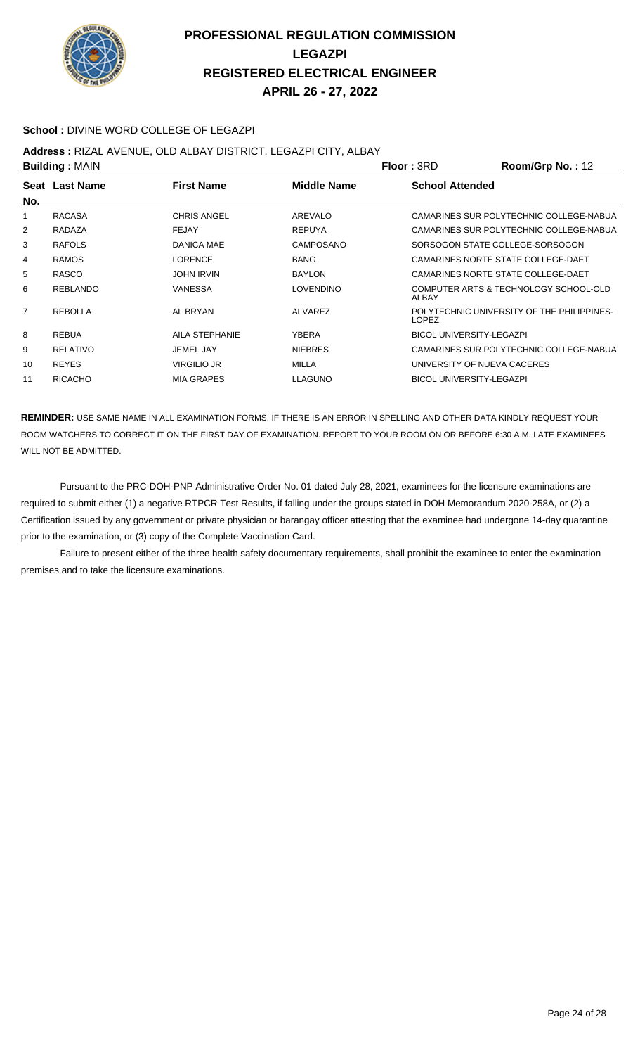# PROFESSIONAL REGULATION COMMISSION
# LEGAZPI
# REGISTERED ELECTRICAL ENGINEER
# APRIL 26 - 27, 2022

**School :** DIVINE WORD COLLEGE OF LEGAZPI

**Address :** RIZAL AVENUE, OLD ALBAY DISTRICT, LEGAZPI CITY, ALBAY

**Building :** MAIN **Floor :** 3RD **Room/Grp No. :** 12

| Seat No. | Last Name | First Name | Middle Name | School Attended |
|---|---|---|---|---|
| 1 | RACASA | CHRIS ANGEL | AREVALO | CAMARINES SUR POLYTECHNIC COLLEGE-NABUA |
| 2 | RADAZA | FEJAY | REPUYA | CAMARINES SUR POLYTECHNIC COLLEGE-NABUA |
| 3 | RAFOLS | DANICA MAE | CAMPOSANO | SORSOGON STATE COLLEGE-SORSOGON |
| 4 | RAMOS | LORENCE | BANG | CAMARINES NORTE STATE COLLEGE-DAET |
| 5 | RASCO | JOHN IRVIN | BAYLON | CAMARINES NORTE STATE COLLEGE-DAET |
| 6 | REBLANDO | VANESSA | LOVENDINO | COMPUTER ARTS & TECHNOLOGY SCHOOL-OLD ALBAY |
| 7 | REBOLLA | AL BRYAN | ALVAREZ | POLYTECHNIC UNIVERSITY OF THE PHILIPPINES-LOPEZ |
| 8 | REBUA | AILA STEPHANIE | YBERA | BICOL UNIVERSITY-LEGAZPI |
| 9 | RELATIVO | JEMEL JAY | NIEBRES | CAMARINES SUR POLYTECHNIC COLLEGE-NABUA |
| 10 | REYES | VIRGILIO JR | MILLA | UNIVERSITY OF NUEVA CACERES |
| 11 | RICACHO | MIA GRAPES | LLAGUNO | BICOL UNIVERSITY-LEGAZPI |

**REMINDER:** USE SAME NAME IN ALL EXAMINATION FORMS. IF THERE IS AN ERROR IN SPELLING AND OTHER DATA KINDLY REQUEST YOUR ROOM WATCHERS TO CORRECT IT ON THE FIRST DAY OF EXAMINATION. REPORT TO YOUR ROOM ON OR BEFORE 6:30 A.M. LATE EXAMINEES WILL NOT BE ADMITTED.

Pursuant to the PRC-DOH-PNP Administrative Order No. 01 dated July 28, 2021, examinees for the licensure examinations are required to submit either (1) a negative RTPCR Test Results, if falling under the groups stated in DOH Memorandum 2020-258A, or (2) a Certification issued by any government or private physician or barangay officer attesting that the examinee had undergone 14-day quarantine prior to the examination, or (3) copy of the Complete Vaccination Card.

Failure to present either of the three health safety documentary requirements, shall prohibit the examinee to enter the examination premises and to take the licensure examinations.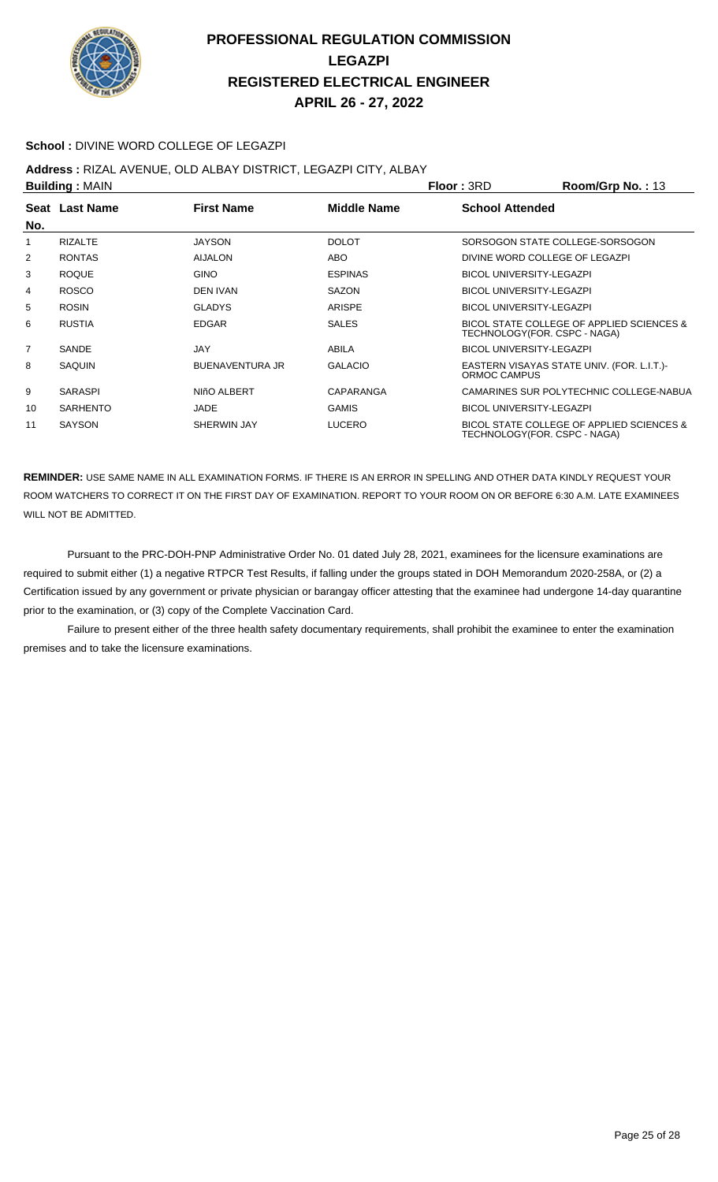# PROFESSIONAL REGULATION COMMISSION
## LEGAZPI
## REGISTERED ELECTRICAL ENGINEER
## APRIL 26 - 27, 2022

**School :** DIVINE WORD COLLEGE OF LEGAZPI

**Address :** RIZAL AVENUE, OLD ALBAY DISTRICT, LEGAZPI CITY, ALBAY

**Building :** MAIN **Floor :** 3RD **Room/Grp No. :** 13

| Seat No. | Last Name | First Name | Middle Name | School Attended |
|---|---|---|---|---|
| 1 | RIZALTE | JAYSON | DOLOT | SORSOGON STATE COLLEGE-SORSOGON |
| 2 | RONTAS | AIJALON | ABO | DIVINE WORD COLLEGE OF LEGAZPI |
| 3 | ROQUE | GINO | ESPINAS | BICOL UNIVERSITY-LEGAZPI |
| 4 | ROSCO | DEN IVAN | SAZON | BICOL UNIVERSITY-LEGAZPI |
| 5 | ROSIN | GLADYS | ARISPE | BICOL UNIVERSITY-LEGAZPI |
| 6 | RUSTIA | EDGAR | SALES | BICOL STATE COLLEGE OF APPLIED SCIENCES & TECHNOLOGY(FOR. CSPC - NAGA) |
| 7 | SANDE | JAY | ABILA | BICOL UNIVERSITY-LEGAZPI |
| 8 | SAQUIN | BUENAVENTURA JR | GALACIO | EASTERN VISAYAS STATE UNIV. (FOR. L.I.T.)-ORMOC CAMPUS |
| 9 | SARASPI | NIñO ALBERT | CAPARANGA | CAMARINES SUR POLYTECHNIC COLLEGE-NABUA |
| 10 | SARHENTO | JADE | GAMIS | BICOL UNIVERSITY-LEGAZPI |
| 11 | SAYSON | SHERWIN JAY | LUCERO | BICOL STATE COLLEGE OF APPLIED SCIENCES & TECHNOLOGY(FOR. CSPC - NAGA) |

**REMINDER:** USE SAME NAME IN ALL EXAMINATION FORMS. IF THERE IS AN ERROR IN SPELLING AND OTHER DATA KINDLY REQUEST YOUR ROOM WATCHERS TO CORRECT IT ON THE FIRST DAY OF EXAMINATION. REPORT TO YOUR ROOM ON OR BEFORE 6:30 A.M. LATE EXAMINEES WILL NOT BE ADMITTED.

Pursuant to the PRC-DOH-PNP Administrative Order No. 01 dated July 28, 2021, examinees for the licensure examinations are required to submit either (1) a negative RTPCR Test Results, if falling under the groups stated in DOH Memorandum 2020-258A, or (2) a Certification issued by any government or private physician or barangay officer attesting that the examinee had undergone 14-day quarantine prior to the examination, or (3) copy of the Complete Vaccination Card.

Failure to present either of the three health safety documentary requirements, shall prohibit the examinee to enter the examination premises and to take the licensure examinations.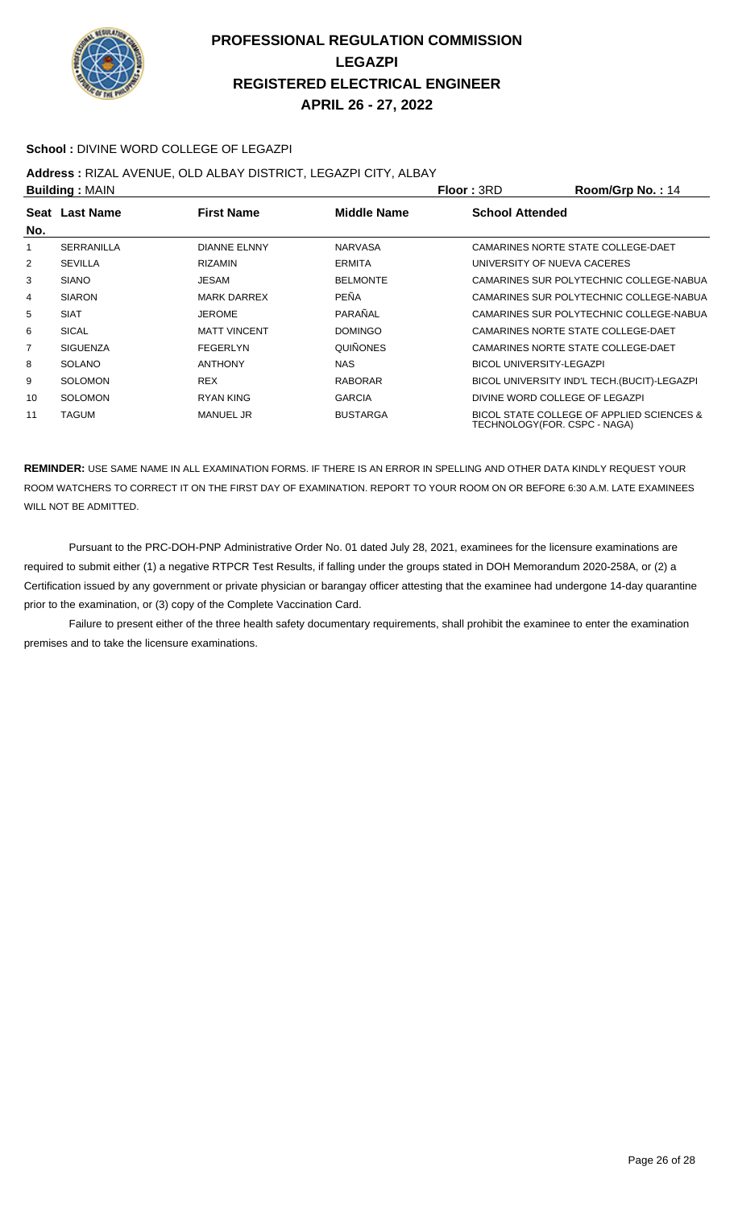# PROFESSIONAL REGULATION COMMISSION
# LEGAZPI
# REGISTERED ELECTRICAL ENGINEER
# APRIL 26 - 27, 2022

**School :** DIVINE WORD COLLEGE OF LEGAZPI

**Address :** RIZAL AVENUE, OLD ALBAY DISTRICT, LEGAZPI CITY, ALBAY

**Building :** MAIN **Floor :** 3RD **Room/Grp No. :** 14

| Seat No. | Last Name | First Name | Middle Name | School Attended |
|---|---|---|---|---|
| 1 | SERRANILLA | DIANNE ELNNY | NARVASA | CAMARINES NORTE STATE COLLEGE-DAET |
| 2 | SEVILLA | RIZAMIN | ERMITA | UNIVERSITY OF NUEVA CACERES |
| 3 | SIANO | JESAM | BELMONTE | CAMARINES SUR POLYTECHNIC COLLEGE-NABUA |
| 4 | SIARON | MARK DARREX | PEÑA | CAMARINES SUR POLYTECHNIC COLLEGE-NABUA |
| 5 | SIAT | JEROME | PARAÑAL | CAMARINES SUR POLYTECHNIC COLLEGE-NABUA |
| 6 | SICAL | MATT VINCENT | DOMINGO | CAMARINES NORTE STATE COLLEGE-DAET |
| 7 | SIGUENZA | FEGERLYN | QUIÑONES | CAMARINES NORTE STATE COLLEGE-DAET |
| 8 | SOLANO | ANTHONY | NAS | BICOL UNIVERSITY-LEGAZPI |
| 9 | SOLOMON | REX | RABORAR | BICOL UNIVERSITY IND'L TECH.(BUCIT)-LEGAZPI |
| 10 | SOLOMON | RYAN KING | GARCIA | DIVINE WORD COLLEGE OF LEGAZPI |
| 11 | TAGUM | MANUEL JR | BUSTARGA | BICOL STATE COLLEGE OF APPLIED SCIENCES & TECHNOLOGY(FOR. CSPC - NAGA) |

**REMINDER:** USE SAME NAME IN ALL EXAMINATION FORMS. IF THERE IS AN ERROR IN SPELLING AND OTHER DATA KINDLY REQUEST YOUR ROOM WATCHERS TO CORRECT IT ON THE FIRST DAY OF EXAMINATION. REPORT TO YOUR ROOM ON OR BEFORE 6:30 A.M. LATE EXAMINEES WILL NOT BE ADMITTED.

Pursuant to the PRC-DOH-PNP Administrative Order No. 01 dated July 28, 2021, examinees for the licensure examinations are required to submit either (1) a negative RTPCR Test Results, if falling under the groups stated in DOH Memorandum 2020-258A, or (2) a Certification issued by any government or private physician or barangay officer attesting that the examinee had undergone 14-day quarantine prior to the examination, or (3) copy of the Complete Vaccination Card.

Failure to present either of the three health safety documentary requirements, shall prohibit the examinee to enter the examination premises and to take the licensure examinations.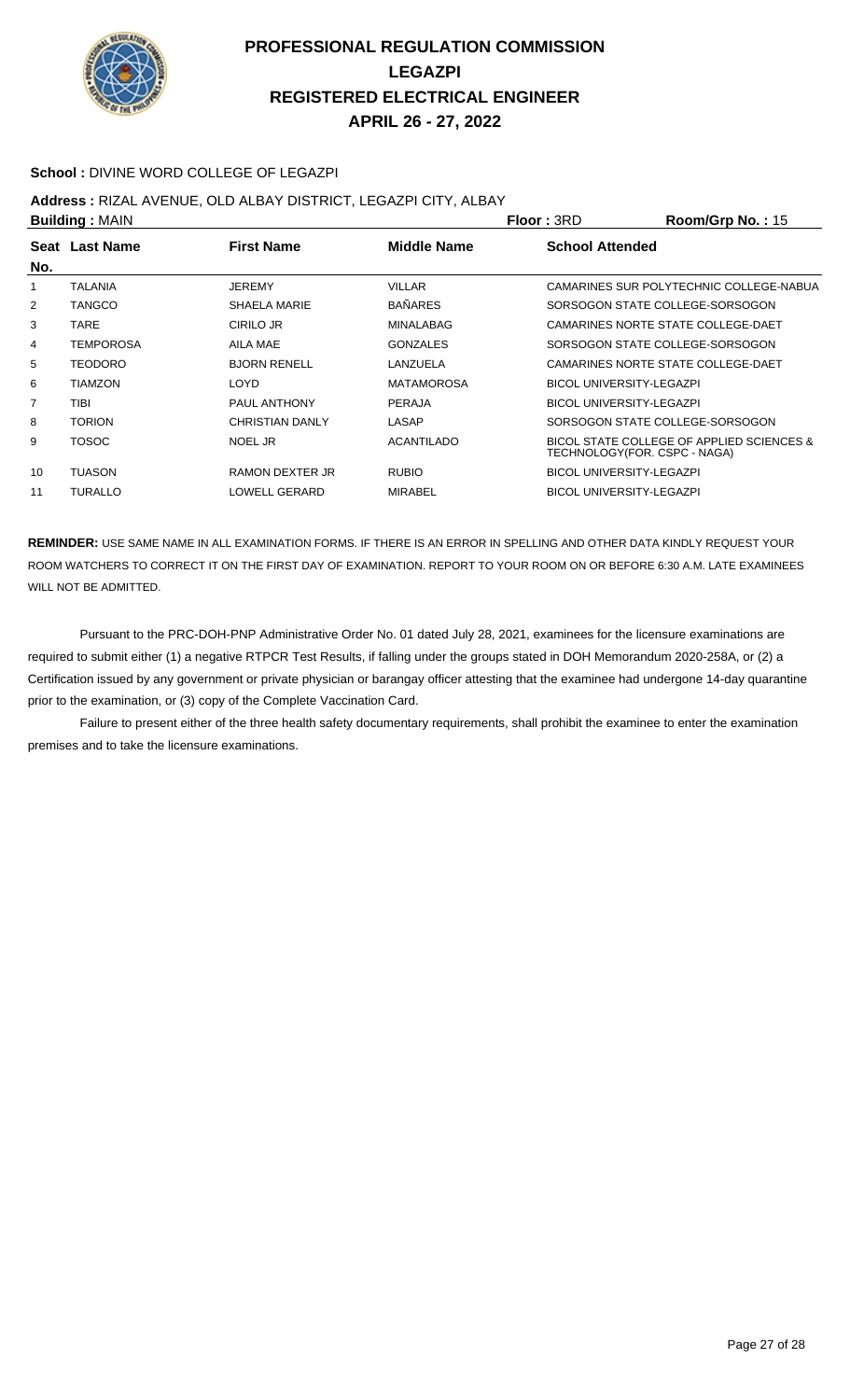# PROFESSIONAL REGULATION COMMISSION
# LEGAZPI
# REGISTERED ELECTRICAL ENGINEER
# APRIL 26 - 27, 2022

**School :** DIVINE WORD COLLEGE OF LEGAZPI

**Address :** RIZAL AVENUE, OLD ALBAY DISTRICT, LEGAZPI CITY, ALBAY

**Building :** MAIN **Floor :** 3RD **Room/Grp No. :** 15

| Seat No. | Last Name | First Name | Middle Name | School Attended |
|---|---|---|---|---|
| 1 | TALANIA | JEREMY | VILLAR | CAMARINES SUR POLYTECHNIC COLLEGE-NABUA |
| 2 | TANGCO | SHAELA MARIE | BAÑARES | SORSOGON STATE COLLEGE-SORSOGON |
| 3 | TARE | CIRILO JR | MINALABAG | CAMARINES NORTE STATE COLLEGE-DAET |
| 4 | TEMPOROSA | AILA MAE | GONZALES | SORSOGON STATE COLLEGE-SORSOGON |
| 5 | TEODORO | BJORN RENELL | LANZUELA | CAMARINES NORTE STATE COLLEGE-DAET |
| 6 | TIAMZON | LOYD | MATAMOROSA | BICOL UNIVERSITY-LEGAZPI |
| 7 | TIBI | PAUL ANTHONY | PERAJA | BICOL UNIVERSITY-LEGAZPI |
| 8 | TORION | CHRISTIAN DANLY | LASAP | SORSOGON STATE COLLEGE-SORSOGON |
| 9 | TOSOC | NOEL JR | ACANTILADO | BICOL STATE COLLEGE OF APPLIED SCIENCES & TECHNOLOGY(FOR. CSPC - NAGA) |
| 10 | TUASON | RAMON DEXTER JR | RUBIO | BICOL UNIVERSITY-LEGAZPI |
| 11 | TURALLO | LOWELL GERARD | MIRABEL | BICOL UNIVERSITY-LEGAZPI |

**REMINDER:** USE SAME NAME IN ALL EXAMINATION FORMS. IF THERE IS AN ERROR IN SPELLING AND OTHER DATA KINDLY REQUEST YOUR ROOM WATCHERS TO CORRECT IT ON THE FIRST DAY OF EXAMINATION. REPORT TO YOUR ROOM ON OR BEFORE 6:30 A.M. LATE EXAMINEES WILL NOT BE ADMITTED.

Pursuant to the PRC-DOH-PNP Administrative Order No. 01 dated July 28, 2021, examinees for the licensure examinations are required to submit either (1) a negative RTPCR Test Results, if falling under the groups stated in DOH Memorandum 2020-258A, or (2) a Certification issued by any government or private physician or barangay officer attesting that the examinee had undergone 14-day quarantine prior to the examination, or (3) copy of the Complete Vaccination Card.

Failure to present either of the three health safety documentary requirements, shall prohibit the examinee to enter the examination premises and to take the licensure examinations.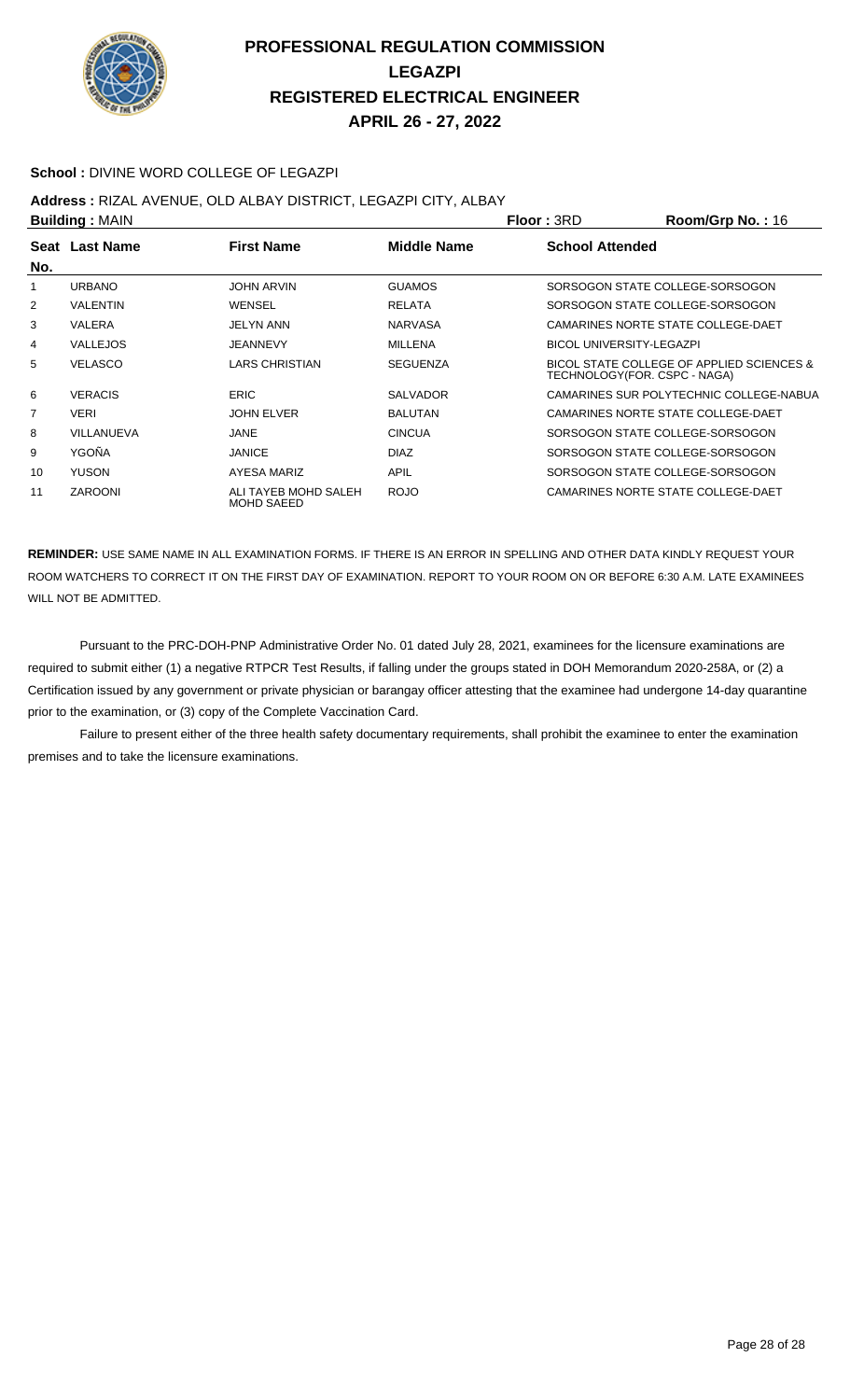# PROFESSIONAL REGULATION COMMISSION
## LEGAZPI
## REGISTERED ELECTRICAL ENGINEER
## APRIL 26 - 27, 2022

**School :** DIVINE WORD COLLEGE OF LEGAZPI

**Address :** RIZAL AVENUE, OLD ALBAY DISTRICT, LEGAZPI CITY, ALBAY

**Building :** MAIN **Floor :** 3RD **Room/Grp No. :** 16

| Seat No. | Last Name | First Name | Middle Name | School Attended |
|---|---|---|---|---|
| 1 | URBANO | JOHN ARVIN | GUAMOS | SORSOGON STATE COLLEGE-SORSOGON |
| 2 | VALENTIN | WENSEL | RELATA | SORSOGON STATE COLLEGE-SORSOGON |
| 3 | VALERA | JELYN ANN | NARVASA | CAMARINES NORTE STATE COLLEGE-DAET |
| 4 | VALLEJOS | JEANNEVY | MILLENA | BICOL UNIVERSITY-LEGAZPI |
| 5 | VELASCO | LARS CHRISTIAN | SEGUENZA | BICOL STATE COLLEGE OF APPLIED SCIENCES & TECHNOLOGY(FOR. CSPC - NAGA) |
| 6 | VERACIS | ERIC | SALVADOR | CAMARINES SUR POLYTECHNIC COLLEGE-NABUA |
| 7 | VERI | JOHN ELVER | BALUTAN | CAMARINES NORTE STATE COLLEGE-DAET |
| 8 | VILLANUEVA | JANE | CINCUA | SORSOGON STATE COLLEGE-SORSOGON |
| 9 | YGOÑA | JANICE | DIAZ | SORSOGON STATE COLLEGE-SORSOGON |
| 10 | YUSON | AYESA MARIZ | APIL | SORSOGON STATE COLLEGE-SORSOGON |
| 11 | ZAROONI | ALI TAYEB MOHD SALEH MOHD SAEED | ROJO | CAMARINES NORTE STATE COLLEGE-DAET |

**REMINDER:** USE SAME NAME IN ALL EXAMINATION FORMS. IF THERE IS AN ERROR IN SPELLING AND OTHER DATA KINDLY REQUEST YOUR ROOM WATCHERS TO CORRECT IT ON THE FIRST DAY OF EXAMINATION. REPORT TO YOUR ROOM ON OR BEFORE 6:30 A.M. LATE EXAMINEES WILL NOT BE ADMITTED.

Pursuant to the PRC-DOH-PNP Administrative Order No. 01 dated July 28, 2021, examinees for the licensure examinations are required to submit either (1) a negative RTPCR Test Results, if falling under the groups stated in DOH Memorandum 2020-258A, or (2) a Certification issued by any government or private physician or barangay officer attesting that the examinee had undergone 14-day quarantine prior to the examination, or (3) copy of the Complete Vaccination Card.

Failure to present either of the three health safety documentary requirements, shall prohibit the examinee to enter the examination premises and to take the licensure examinations.